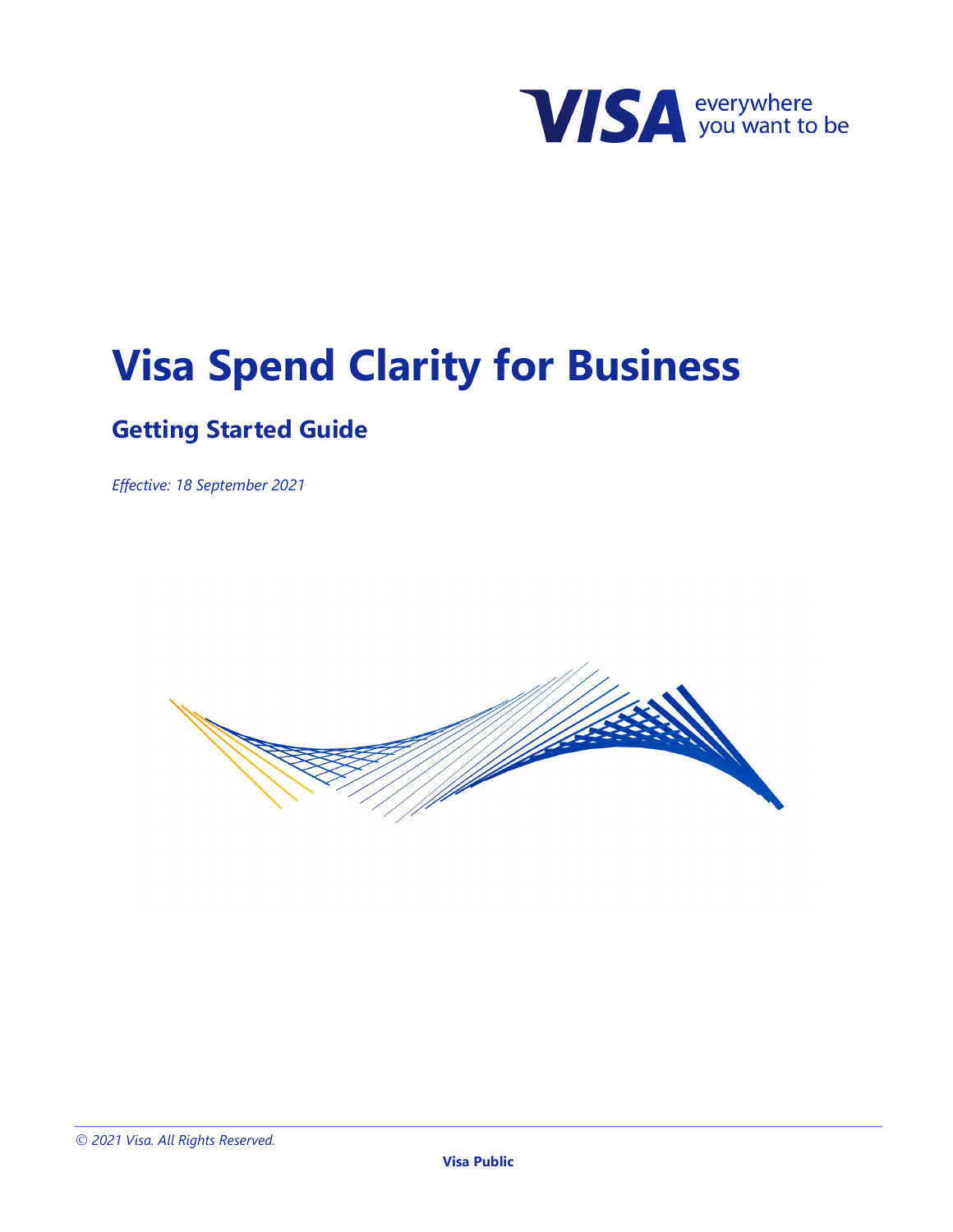# Visa Spend Clarity for Business

## Getting Started Guide

*Effective: 18 September 2021*

*© 2021 Visa. All Rights Reserved.*

**Visa Public**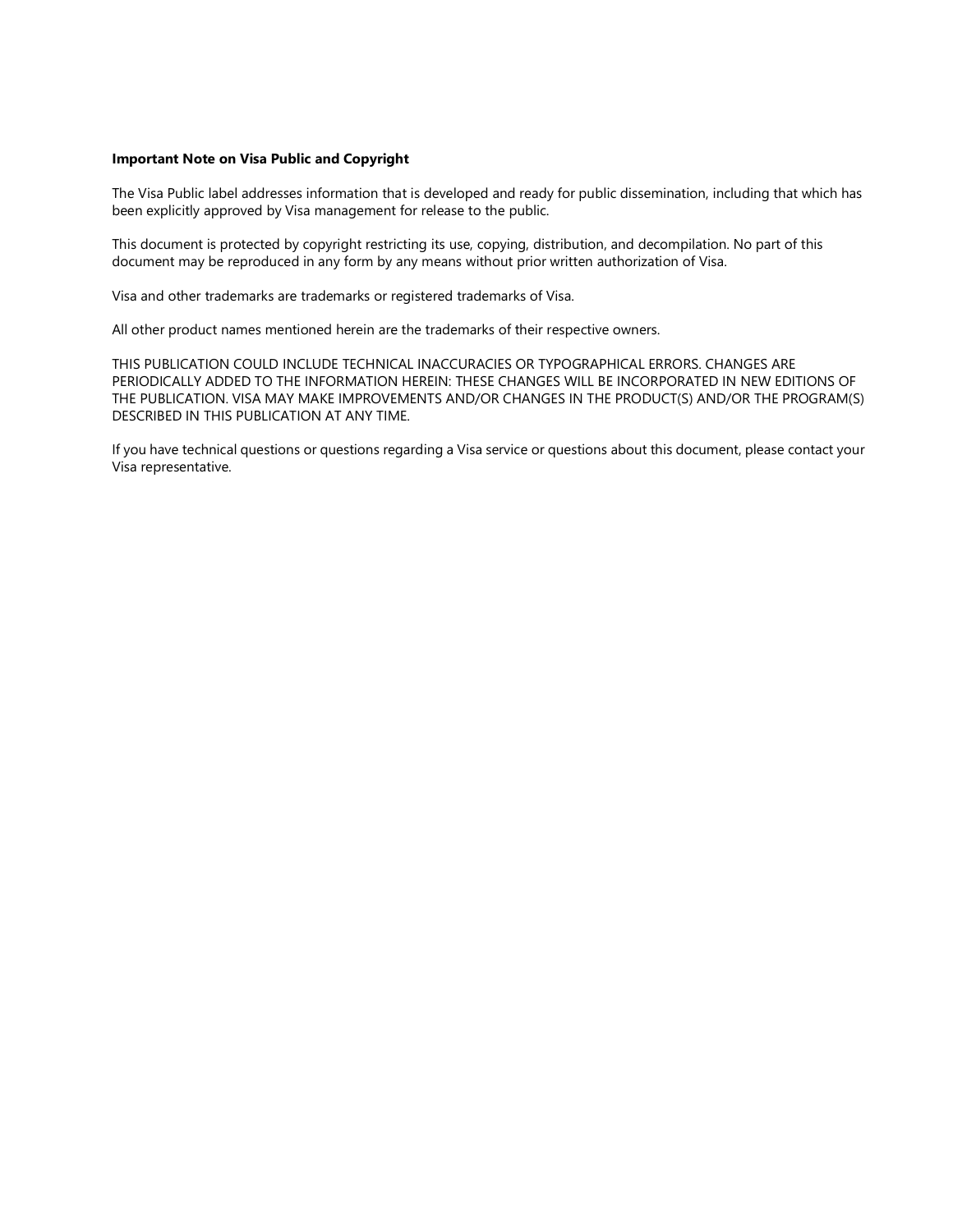**Important Note on Visa Public and Copyright**

The Visa Public label addresses information that is developed and ready for public dissemination, including that which has been explicitly approved by Visa management for release to the public.

This document is protected by copyright restricting its use, copying, distribution, and decompilation. No part of this document may be reproduced in any form by any means without prior written authorization of Visa.

Visa and other trademarks are trademarks or registered trademarks of Visa.

All other product names mentioned herein are the trademarks of their respective owners.

THIS PUBLICATION COULD INCLUDE TECHNICAL INACCURACIES OR TYPOGRAPHICAL ERRORS. CHANGES ARE PERIODICALLY ADDED TO THE INFORMATION HEREIN: THESE CHANGES WILL BE INCORPORATED IN NEW EDITIONS OF THE PUBLICATION. VISA MAY MAKE IMPROVEMENTS AND/OR CHANGES IN THE PRODUCT(S) AND/OR THE PROGRAM(S) DESCRIBED IN THIS PUBLICATION AT ANY TIME.

If you have technical questions or questions regarding a Visa service or questions about this document, please contact your Visa representative.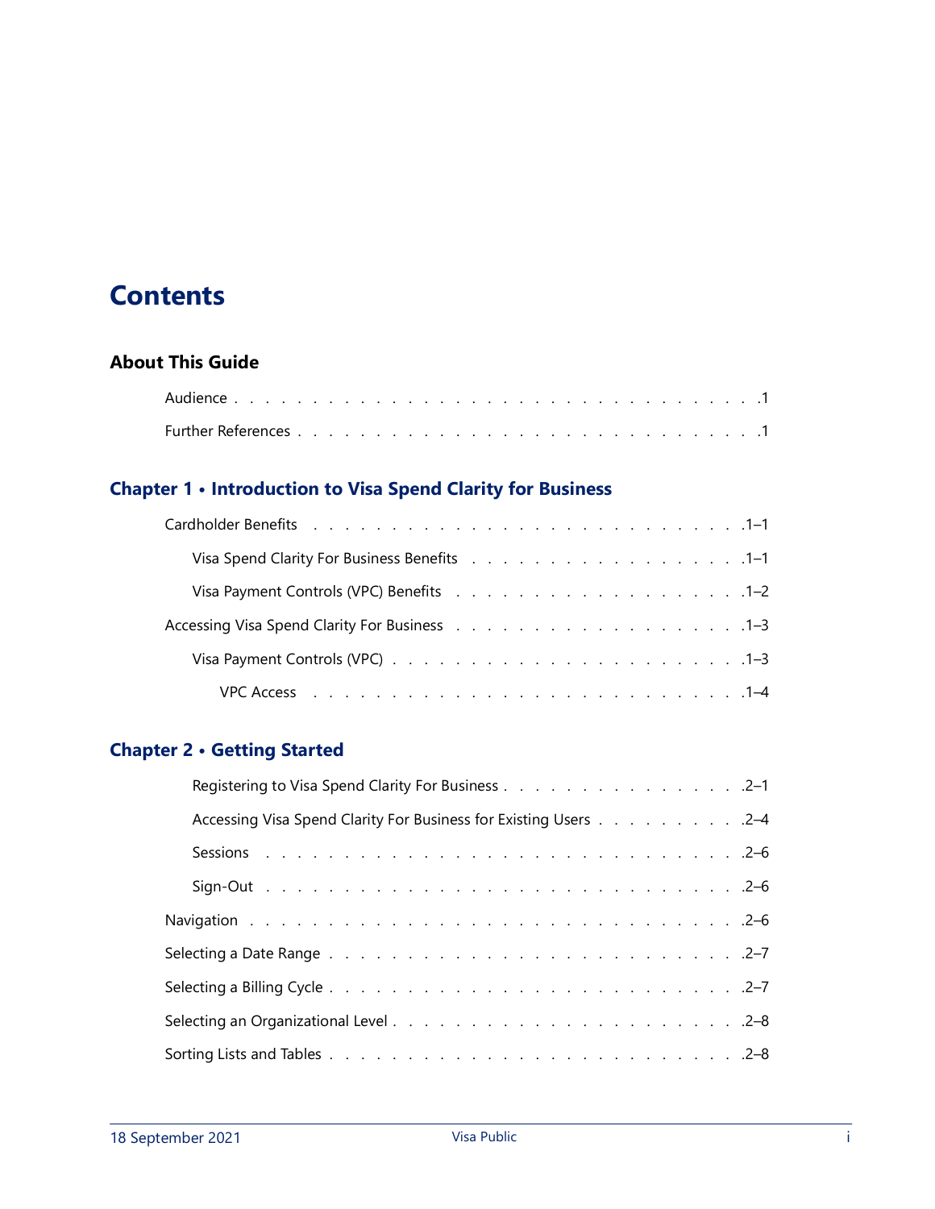# Contents

## About This Guide

- Audience . . . . . . . . . . . . . . . . . . . . . . . . . . . . . . . .1
- Further References . . . . . . . . . . . . . . . . . . . . . . . . . . .1

## Chapter 1 • Introduction to Visa Spend Clarity for Business

- Cardholder Benefits . . . . . . . . . . . . . . . . . . . . . . . . . .1–1
  - Visa Spend Clarity For Business Benefits . . . . . . . . . . . . . . . . .1–1
  - Visa Payment Controls (VPC) Benefits . . . . . . . . . . . . . . . . . .1–2
- Accessing Visa Spend Clarity For Business . . . . . . . . . . . . . . . . . .1–3
  - Visa Payment Controls (VPC) . . . . . . . . . . . . . . . . . . . . . .1–3
    - VPC Access . . . . . . . . . . . . . . . . . . . . . . . . . . . .1–4

## Chapter 2 • Getting Started

- Registering to Visa Spend Clarity For Business . . . . . . . . . . . . . . . .2–1
- Accessing Visa Spend Clarity For Business for Existing Users . . . . . . . . . .2–4
- Sessions . . . . . . . . . . . . . . . . . . . . . . . . . . . . . . .2–6
- Sign-Out . . . . . . . . . . . . . . . . . . . . . . . . . . . . . . .2–6
- Navigation . . . . . . . . . . . . . . . . . . . . . . . . . . . . . . .2–6
- Selecting a Date Range . . . . . . . . . . . . . . . . . . . . . . . . . .2–7
- Selecting a Billing Cycle . . . . . . . . . . . . . . . . . . . . . . . . .2–7
- Selecting an Organizational Level . . . . . . . . . . . . . . . . . . . . . .2–8
- Sorting Lists and Tables . . . . . . . . . . . . . . . . . . . . . . . . .2–8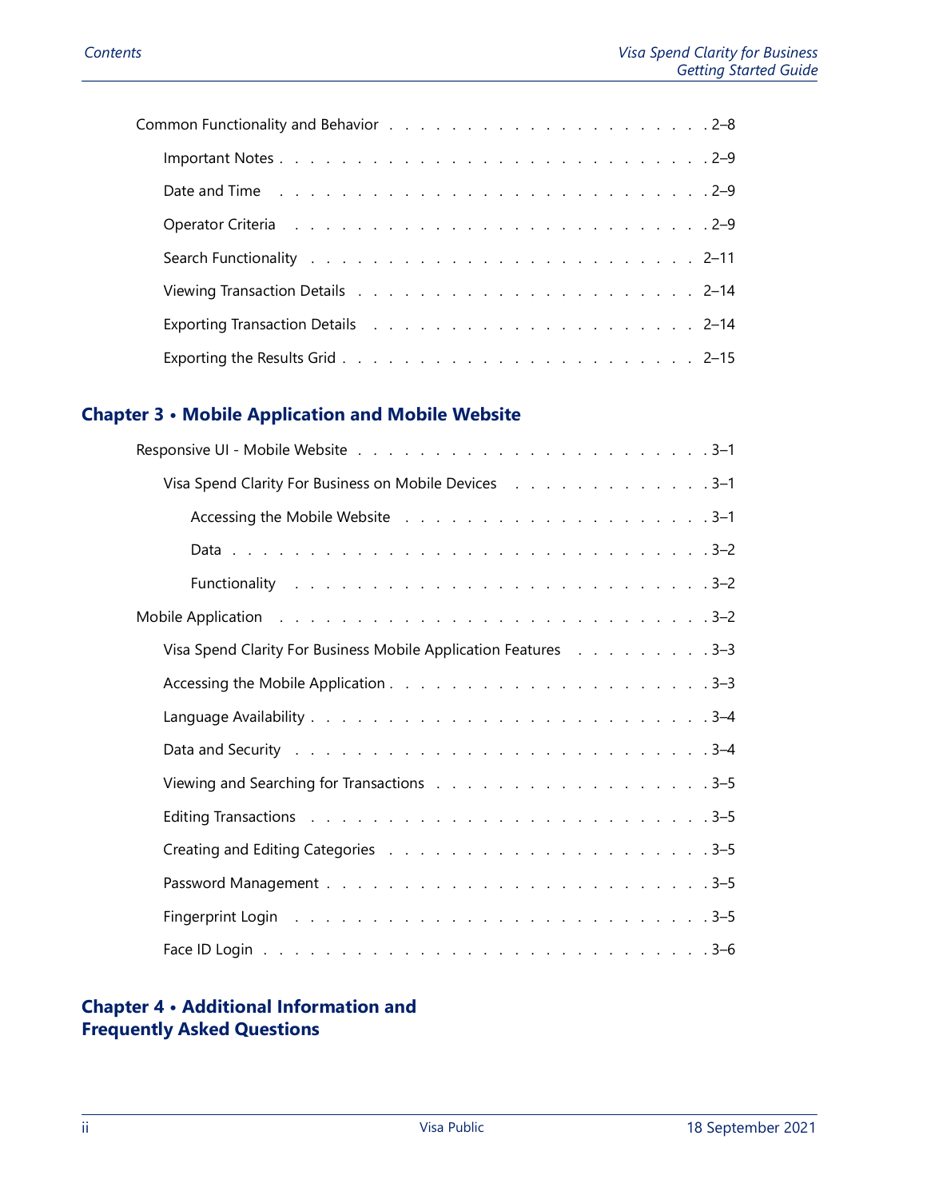Common Functionality and Behavior . . . . . . . . . . . . . . . . . . . . . 2–8

Important Notes . . . . . . . . . . . . . . . . . . . . . . . . . . . 2–9

Date and Time . . . . . . . . . . . . . . . . . . . . . . . . . . . 2–9

Operator Criteria . . . . . . . . . . . . . . . . . . . . . . . . . . 2–9

Search Functionality . . . . . . . . . . . . . . . . . . . . . . . . 2–11

Viewing Transaction Details . . . . . . . . . . . . . . . . . . . . . 2–14

Exporting Transaction Details . . . . . . . . . . . . . . . . . . . . 2–14

Exporting the Results Grid . . . . . . . . . . . . . . . . . . . . . 2–15

## Chapter 3 • Mobile Application and Mobile Website

Responsive UI - Mobile Website . . . . . . . . . . . . . . . . . . . . . 3–1

Visa Spend Clarity For Business on Mobile Devices . . . . . . . . . . . . . 3–1

Accessing the Mobile Website . . . . . . . . . . . . . . . . . . . 3–1

Data . . . . . . . . . . . . . . . . . . . . . . . . . . . . . . . 3–2

Functionality . . . . . . . . . . . . . . . . . . . . . . . . . . . 3–2

Mobile Application . . . . . . . . . . . . . . . . . . . . . . . . . . . 3–2

Visa Spend Clarity For Business Mobile Application Features . . . . . . . . . 3–3

Accessing the Mobile Application . . . . . . . . . . . . . . . . . . . . 3–3

Language Availability . . . . . . . . . . . . . . . . . . . . . . . . . 3–4

Data and Security . . . . . . . . . . . . . . . . . . . . . . . . . . 3–4

Viewing and Searching for Transactions . . . . . . . . . . . . . . . . . 3–5

Editing Transactions . . . . . . . . . . . . . . . . . . . . . . . . . 3–5

Creating and Editing Categories . . . . . . . . . . . . . . . . . . . . 3–5

Password Management . . . . . . . . . . . . . . . . . . . . . . . . 3–5

Fingerprint Login . . . . . . . . . . . . . . . . . . . . . . . . . . . 3–5

Face ID Login . . . . . . . . . . . . . . . . . . . . . . . . . . . . 3–6

## Chapter 4 • Additional Information and Frequently Asked Questions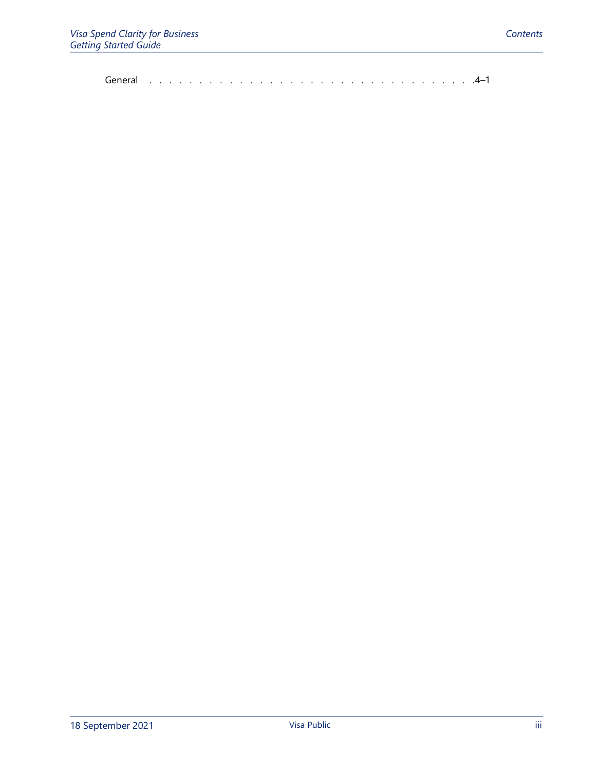General . . . . . . . . . . . . . . . . . . . . . . . . . . . . . . . . .4–1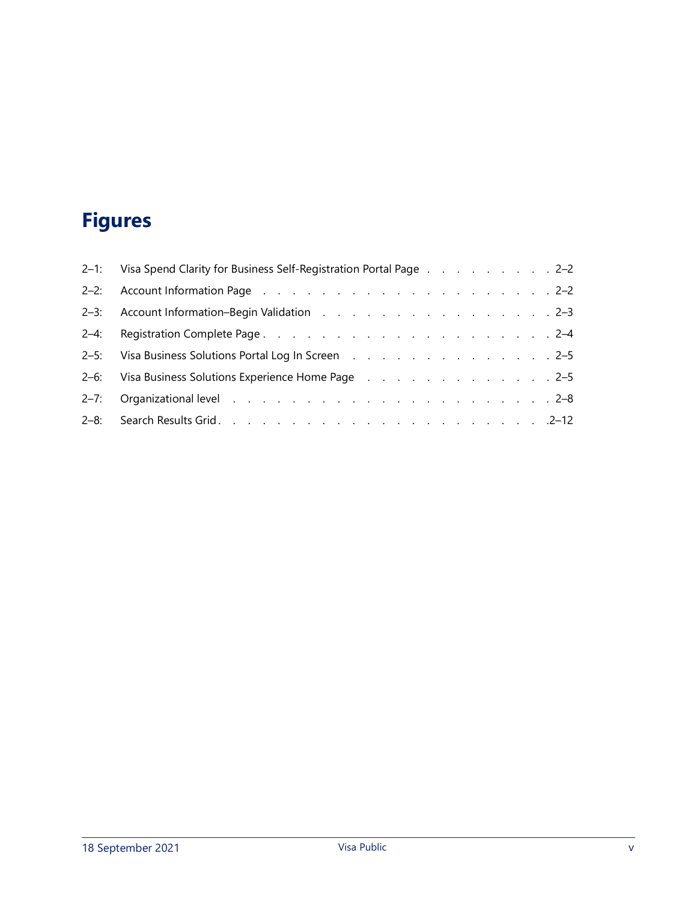# Figures

2–1: Visa Spend Clarity for Business Self-Registration Portal Page . . . . . . . . . . 2–2
2–2: Account Information Page . . . . . . . . . . . . . . . . . . . . . 2–2
2–3: Account Information–Begin Validation . . . . . . . . . . . . . . . . . 2–3
2–4: Registration Complete Page . . . . . . . . . . . . . . . . . . . . . 2–4
2–5: Visa Business Solutions Portal Log In Screen . . . . . . . . . . . . . . . 2–5
2–6: Visa Business Solutions Experience Home Page . . . . . . . . . . . . . . 2–5
2–7: Organizational level . . . . . . . . . . . . . . . . . . . . . . . . 2–8
2–8: Search Results Grid . . . . . . . . . . . . . . . . . . . . . . . . 2–12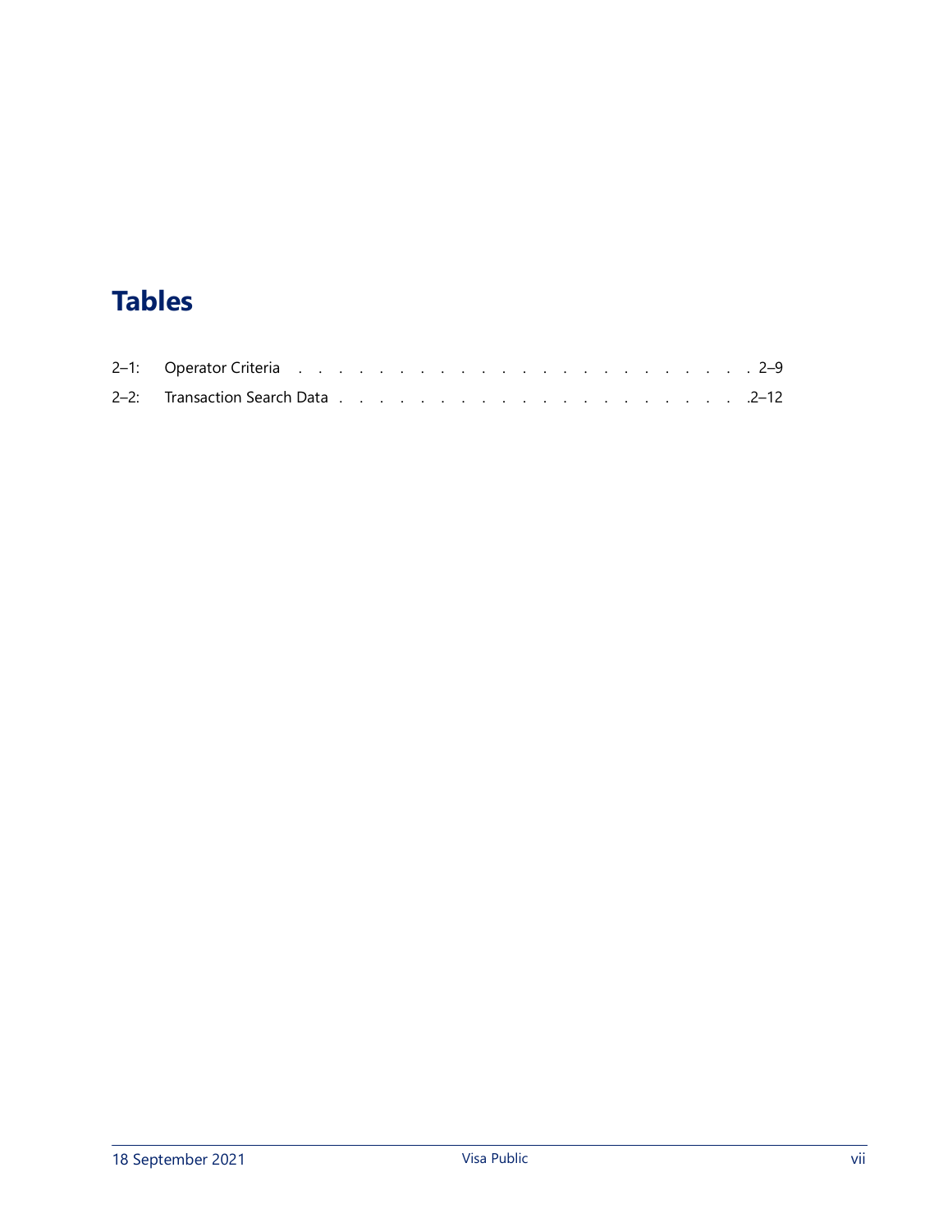# Tables

2–1: Operator Criteria . . . . . . . . . . . . . . . . . . . . . . . . 2–9

2–2: Transaction Search Data . . . . . . . . . . . . . . . . . . . . . 2–12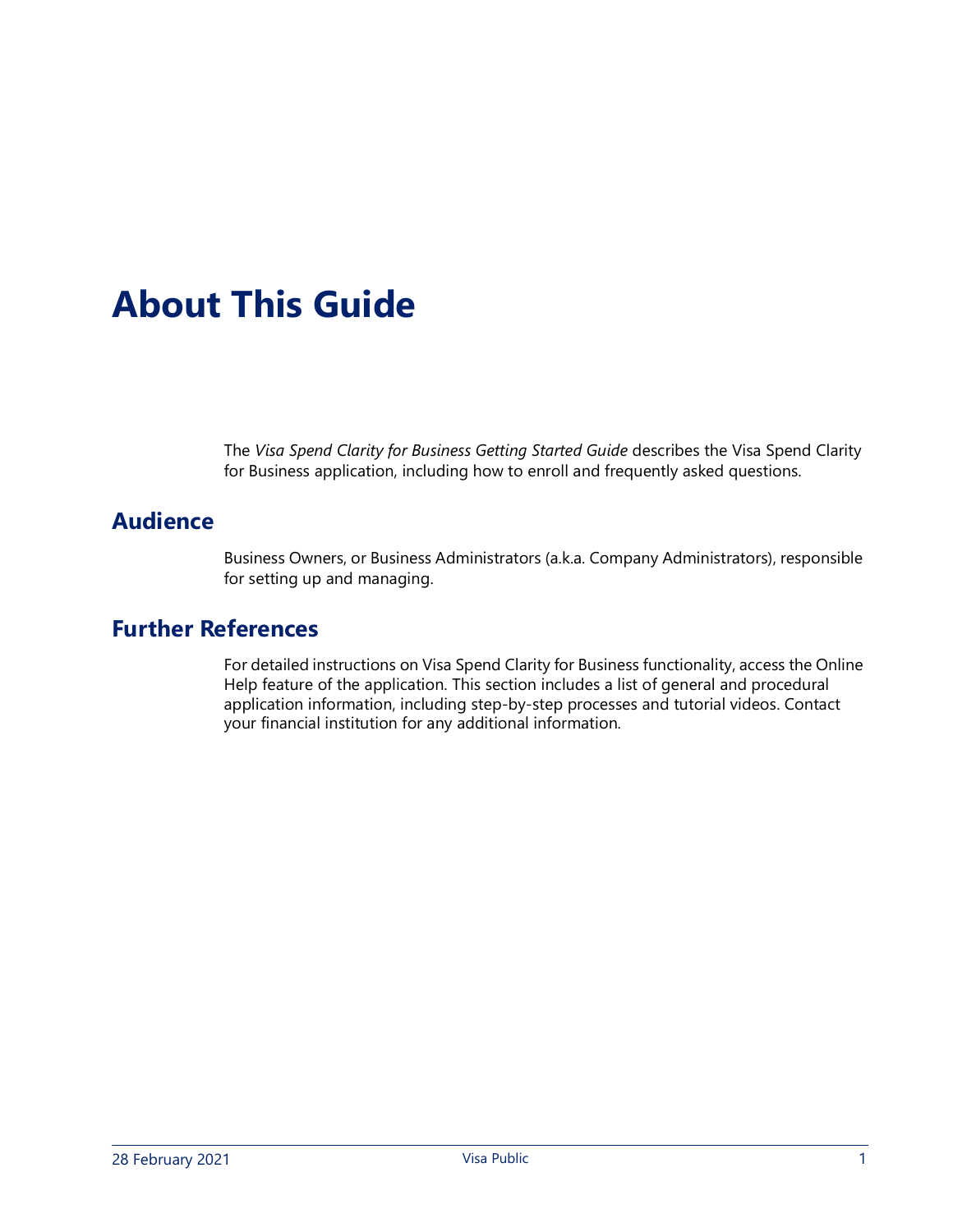# About This Guide

The *Visa Spend Clarity for Business Getting Started Guide* describes the Visa Spend Clarity for Business application, including how to enroll and frequently asked questions.

## Audience

Business Owners, or Business Administrators (a.k.a. Company Administrators), responsible for setting up and managing.

## Further References

For detailed instructions on Visa Spend Clarity for Business functionality, access the Online Help feature of the application. This section includes a list of general and procedural application information, including step-by-step processes and tutorial videos. Contact your financial institution for any additional information.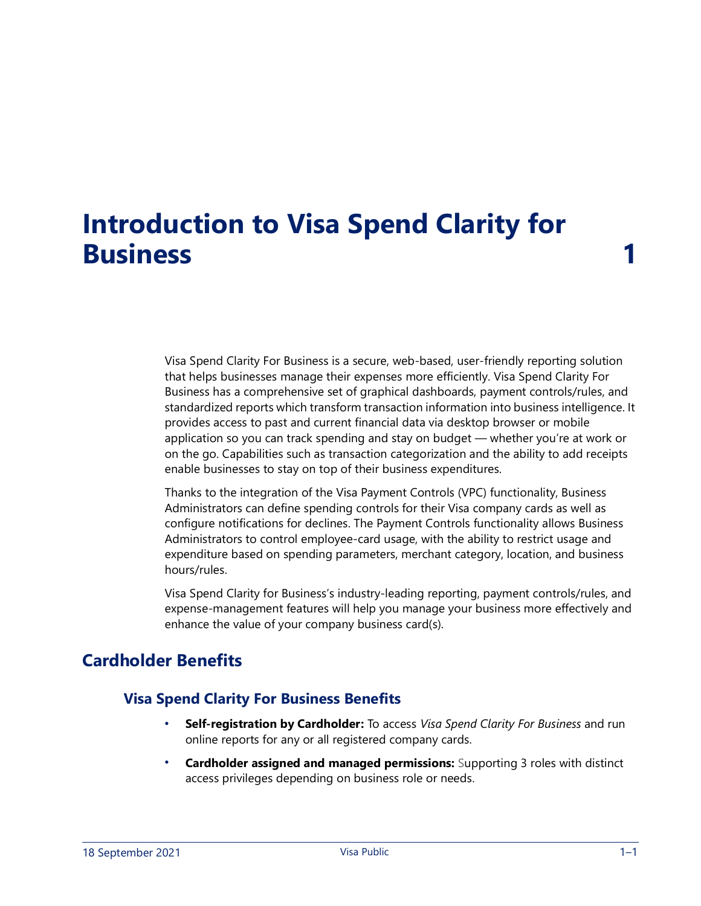# Introduction to Visa Spend Clarity for Business 1

Visa Spend Clarity For Business is a secure, web-based, user-friendly reporting solution that helps businesses manage their expenses more efficiently. Visa Spend Clarity For Business has a comprehensive set of graphical dashboards, payment controls/rules, and standardized reports which transform transaction information into business intelligence. It provides access to past and current financial data via desktop browser or mobile application so you can track spending and stay on budget — whether you're at work or on the go. Capabilities such as transaction categorization and the ability to add receipts enable businesses to stay on top of their business expenditures.

Thanks to the integration of the Visa Payment Controls (VPC) functionality, Business Administrators can define spending controls for their Visa company cards as well as configure notifications for declines. The Payment Controls functionality allows Business Administrators to control employee-card usage, with the ability to restrict usage and expenditure based on spending parameters, merchant category, location, and business hours/rules.

Visa Spend Clarity for Business's industry-leading reporting, payment controls/rules, and expense-management features will help you manage your business more effectively and enhance the value of your company business card(s).

## Cardholder Benefits

### Visa Spend Clarity For Business Benefits

- **Self-registration by Cardholder:** To access *Visa Spend Clarity For Business* and run online reports for any or all registered company cards.
- **Cardholder assigned and managed permissions:** Supporting 3 roles with distinct access privileges depending on business role or needs.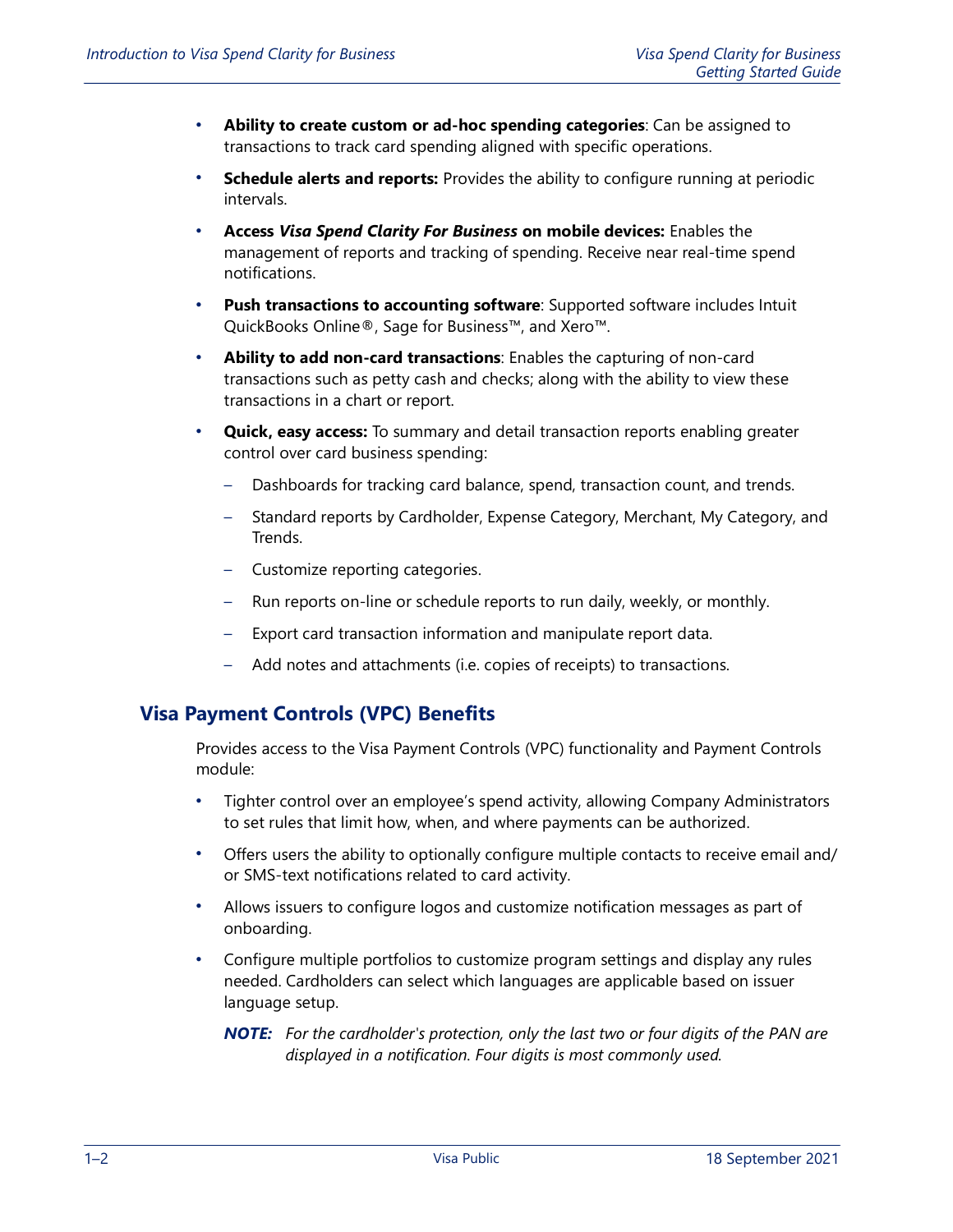- **Ability to create custom or ad-hoc spending categories**: Can be assigned to transactions to track card spending aligned with specific operations.
- **Schedule alerts and reports:** Provides the ability to configure running at periodic intervals.
- **Access *Visa Spend Clarity For Business* on mobile devices:** Enables the management of reports and tracking of spending. Receive near real-time spend notifications.
- **Push transactions to accounting software**: Supported software includes Intuit QuickBooks Online®, Sage for Business™, and Xero™.
- **Ability to add non-card transactions**: Enables the capturing of non-card transactions such as petty cash and checks; along with the ability to view these transactions in a chart or report.
- **Quick, easy access:** To summary and detail transaction reports enabling greater control over card business spending:
  - Dashboards for tracking card balance, spend, transaction count, and trends.
  - Standard reports by Cardholder, Expense Category, Merchant, My Category, and Trends.
  - Customize reporting categories.
  - Run reports on-line or schedule reports to run daily, weekly, or monthly.
  - Export card transaction information and manipulate report data.
  - Add notes and attachments (i.e. copies of receipts) to transactions.

## Visa Payment Controls (VPC) Benefits

Provides access to the Visa Payment Controls (VPC) functionality and Payment Controls module:

- Tighter control over an employee's spend activity, allowing Company Administrators to set rules that limit how, when, and where payments can be authorized.
- Offers users the ability to optionally configure multiple contacts to receive email and/ or SMS-text notifications related to card activity.
- Allows issuers to configure logos and customize notification messages as part of onboarding.
- Configure multiple portfolios to customize program settings and display any rules needed. Cardholders can select which languages are applicable based on issuer language setup.

  ***NOTE:*** *For the cardholder's protection, only the last two or four digits of the PAN are displayed in a notification. Four digits is most commonly used.*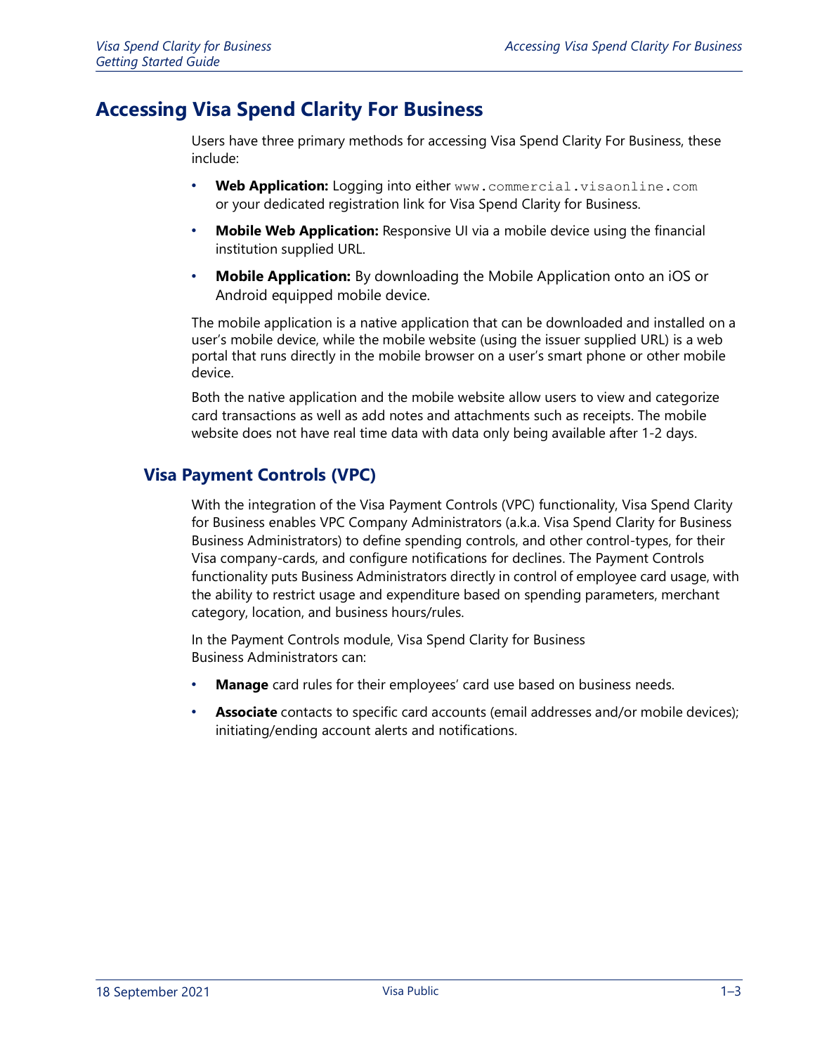# Accessing Visa Spend Clarity For Business

Users have three primary methods for accessing Visa Spend Clarity For Business, these include:

- **Web Application:** Logging into either `www.commercial.visaonline.com` or your dedicated registration link for Visa Spend Clarity for Business.
- **Mobile Web Application:** Responsive UI via a mobile device using the financial institution supplied URL.
- **Mobile Application:** By downloading the Mobile Application onto an iOS or Android equipped mobile device.

The mobile application is a native application that can be downloaded and installed on a user's mobile device, while the mobile website (using the issuer supplied URL) is a web portal that runs directly in the mobile browser on a user's smart phone or other mobile device.

Both the native application and the mobile website allow users to view and categorize card transactions as well as add notes and attachments such as receipts. The mobile website does not have real time data with data only being available after 1-2 days.

## Visa Payment Controls (VPC)

With the integration of the Visa Payment Controls (VPC) functionality, Visa Spend Clarity for Business enables VPC Company Administrators (a.k.a. Visa Spend Clarity for Business Business Administrators) to define spending controls, and other control-types, for their Visa company-cards, and configure notifications for declines. The Payment Controls functionality puts Business Administrators directly in control of employee card usage, with the ability to restrict usage and expenditure based on spending parameters, merchant category, location, and business hours/rules.

In the Payment Controls module, Visa Spend Clarity for Business Business Administrators can:

- **Manage** card rules for their employees' card use based on business needs.
- **Associate** contacts to specific card accounts (email addresses and/or mobile devices); initiating/ending account alerts and notifications.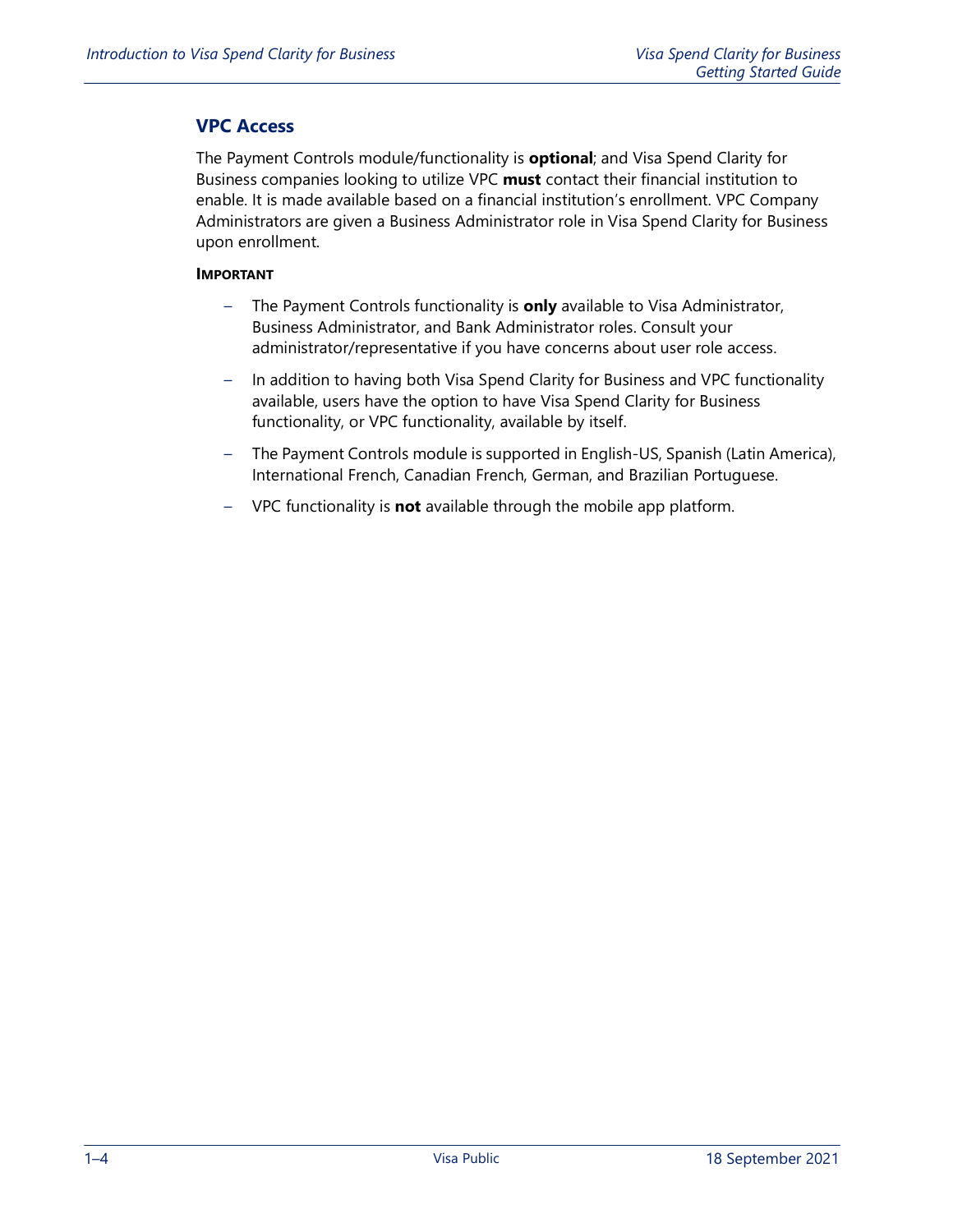## VPC Access

The Payment Controls module/functionality is **optional**; and Visa Spend Clarity for Business companies looking to utilize VPC **must** contact their financial institution to enable. It is made available based on a financial institution's enrollment. VPC Company Administrators are given a Business Administrator role in Visa Spend Clarity for Business upon enrollment.

**IMPORTANT**

- The Payment Controls functionality is **only** available to Visa Administrator, Business Administrator, and Bank Administrator roles. Consult your administrator/representative if you have concerns about user role access.
- In addition to having both Visa Spend Clarity for Business and VPC functionality available, users have the option to have Visa Spend Clarity for Business functionality, or VPC functionality, available by itself.
- The Payment Controls module is supported in English-US, Spanish (Latin America), International French, Canadian French, German, and Brazilian Portuguese.
- VPC functionality is **not** available through the mobile app platform.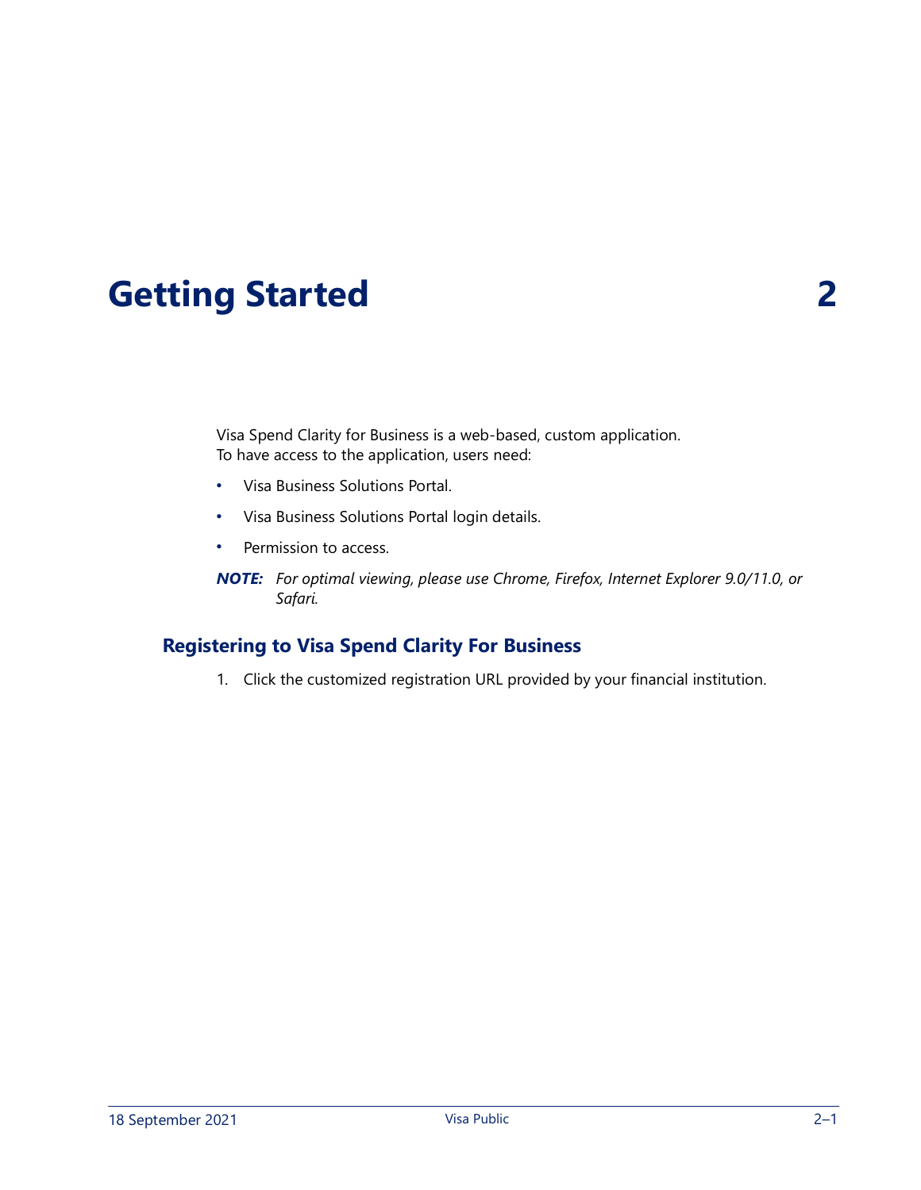# Getting Started 2

Visa Spend Clarity for Business is a web-based, custom application.
To have access to the application, users need:

- Visa Business Solutions Portal.
- Visa Business Solutions Portal login details.
- Permission to access.

***NOTE:*** *For optimal viewing, please use Chrome, Firefox, Internet Explorer 9.0/11.0, or Safari.*

## Registering to Visa Spend Clarity For Business

1. Click the customized registration URL provided by your financial institution.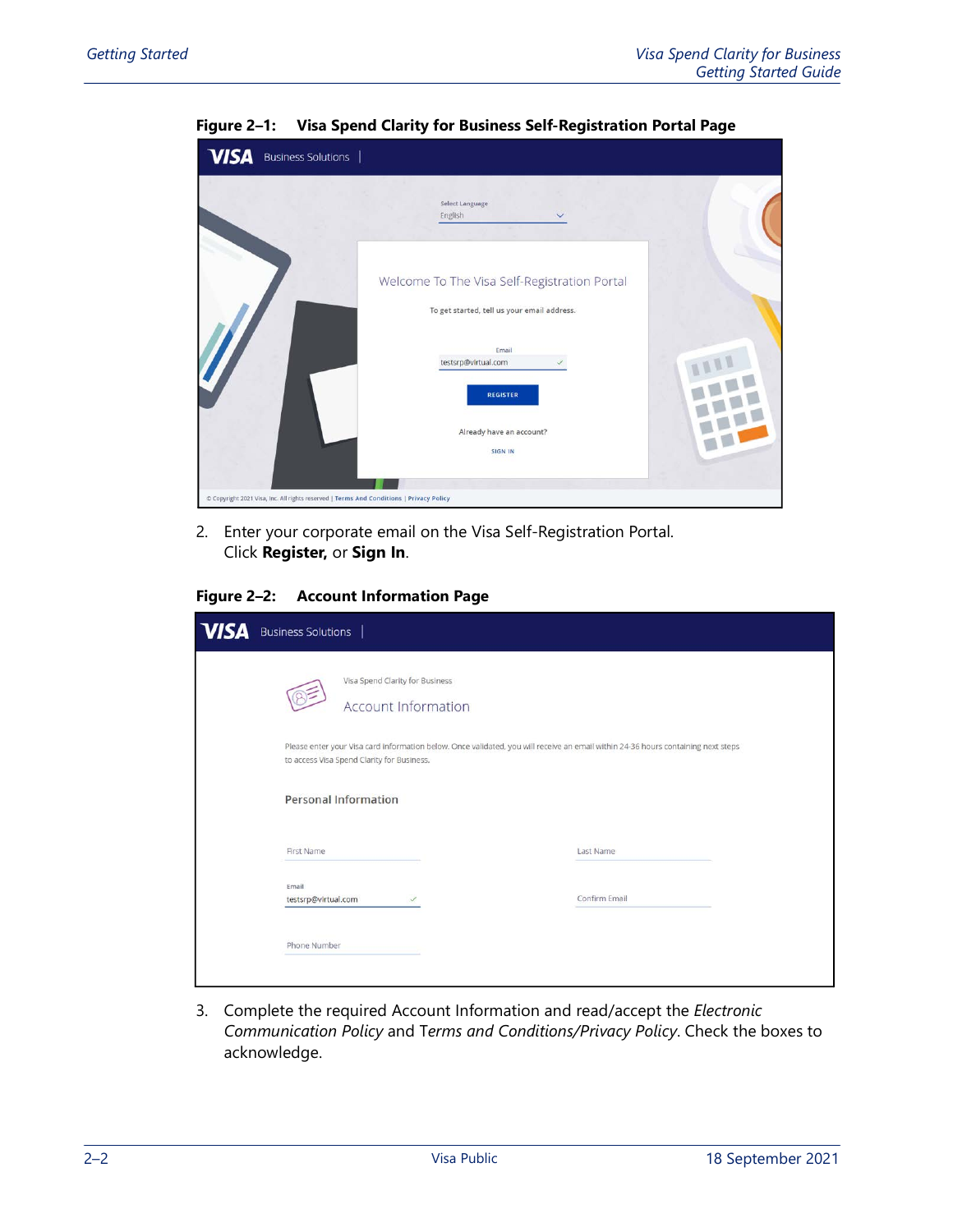**Figure 2–1: Visa Spend Clarity for Business Self-Registration Portal Page**

2. Enter your corporate email on the Visa Self-Registration Portal. Click **Register,** or **Sign In**.

**Figure 2–2: Account Information Page**

3. Complete the required Account Information and read/accept the *Electronic Communication Policy* and T*erms and Conditions/Privacy Policy*. Check the boxes to acknowledge.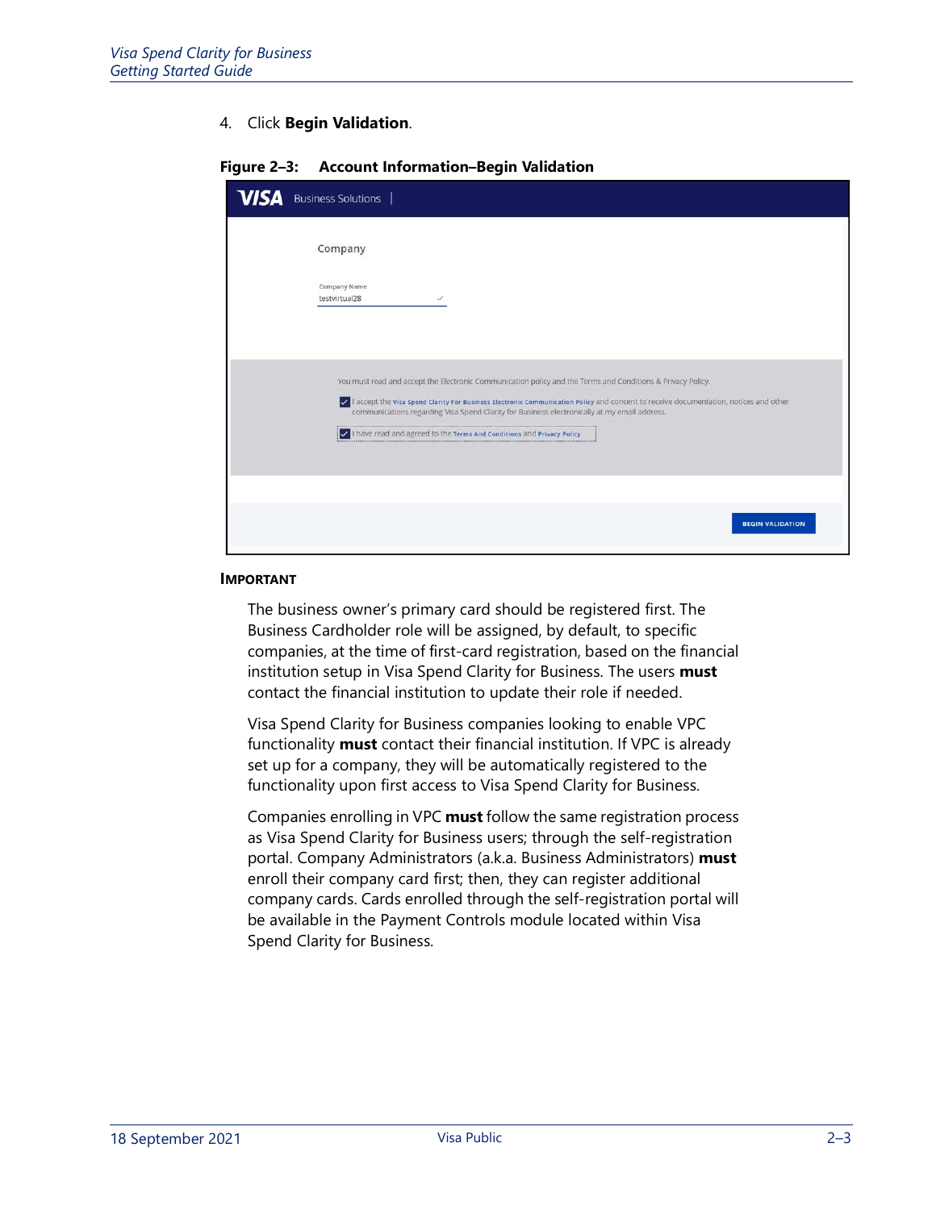4. Click **Begin Validation**.

**Figure 2–3: Account Information–Begin Validation**

**IMPORTANT**

The business owner's primary card should be registered first. The Business Cardholder role will be assigned, by default, to specific companies, at the time of first-card registration, based on the financial institution setup in Visa Spend Clarity for Business. The users **must** contact the financial institution to update their role if needed.

Visa Spend Clarity for Business companies looking to enable VPC functionality **must** contact their financial institution. If VPC is already set up for a company, they will be automatically registered to the functionality upon first access to Visa Spend Clarity for Business.

Companies enrolling in VPC **must** follow the same registration process as Visa Spend Clarity for Business users; through the self-registration portal. Company Administrators (a.k.a. Business Administrators) **must** enroll their company card first; then, they can register additional company cards. Cards enrolled through the self-registration portal will be available in the Payment Controls module located within Visa Spend Clarity for Business.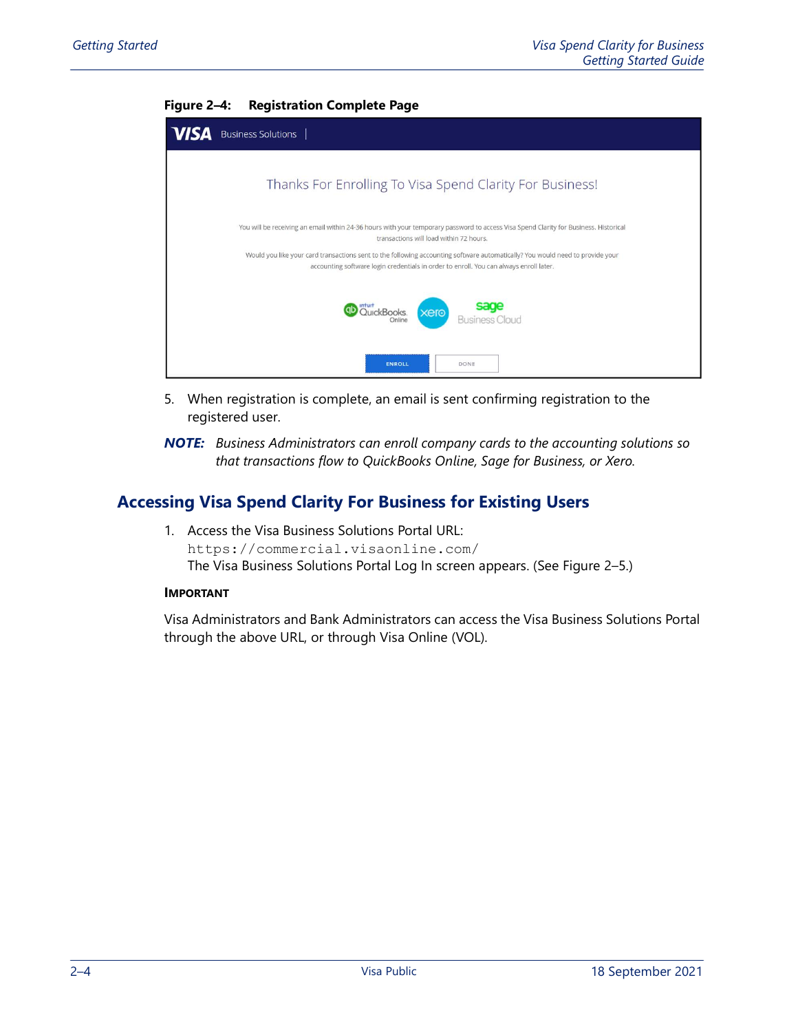**Figure 2–4: Registration Complete Page**

5. When registration is complete, an email is sent confirming registration to the registered user.

***NOTE:*** *Business Administrators can enroll company cards to the accounting solutions so that transactions flow to QuickBooks Online, Sage for Business, or Xero.*

## Accessing Visa Spend Clarity For Business for Existing Users

1. Access the Visa Business Solutions Portal URL:
   `https://commercial.visaonline.com/`
   The Visa Business Solutions Portal Log In screen appears. (See Figure 2–5.)

**IMPORTANT**

Visa Administrators and Bank Administrators can access the Visa Business Solutions Portal through the above URL, or through Visa Online (VOL).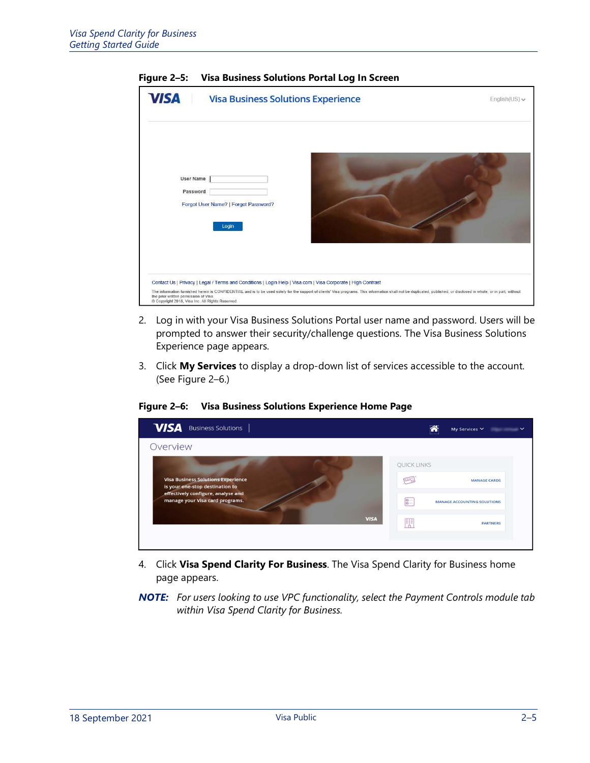**Figure 2–5: Visa Business Solutions Portal Log In Screen**

2. Log in with your Visa Business Solutions Portal user name and password. Users will be prompted to answer their security/challenge questions. The Visa Business Solutions Experience page appears.

3. Click **My Services** to display a drop-down list of services accessible to the account. (See Figure 2–6.)

**Figure 2–6: Visa Business Solutions Experience Home Page**

4. Click **Visa Spend Clarity For Business**. The Visa Spend Clarity for Business home page appears.

***NOTE:*** *For users looking to use VPC functionality, select the Payment Controls module tab within Visa Spend Clarity for Business.*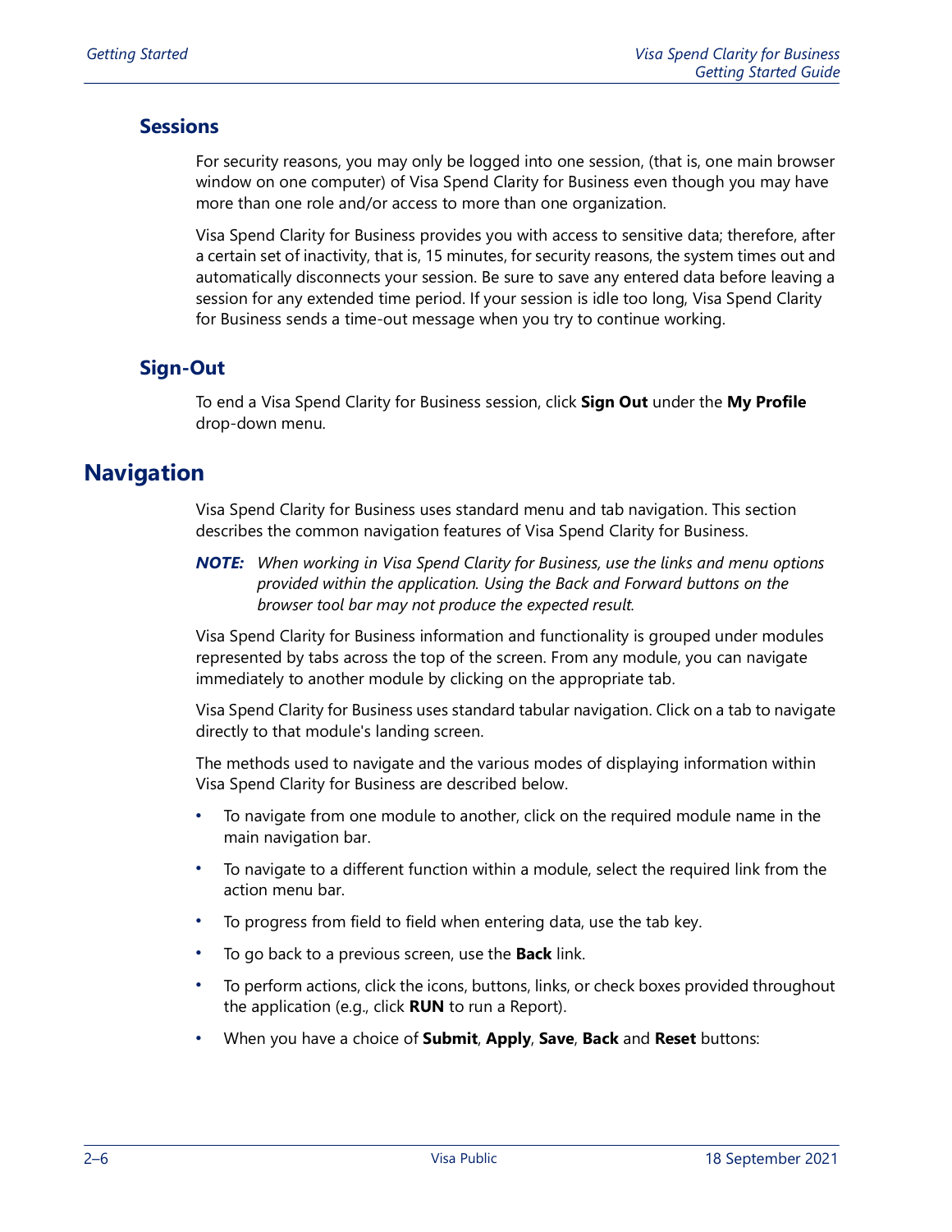### Sessions

For security reasons, you may only be logged into one session, (that is, one main browser window on one computer) of Visa Spend Clarity for Business even though you may have more than one role and/or access to more than one organization.

Visa Spend Clarity for Business provides you with access to sensitive data; therefore, after a certain set of inactivity, that is, 15 minutes, for security reasons, the system times out and automatically disconnects your session. Be sure to save any entered data before leaving a session for any extended time period. If your session is idle too long, Visa Spend Clarity for Business sends a time-out message when you try to continue working.

### Sign-Out

To end a Visa Spend Clarity for Business session, click **Sign Out** under the **My Profile** drop-down menu.

## Navigation

Visa Spend Clarity for Business uses standard menu and tab navigation. This section describes the common navigation features of Visa Spend Clarity for Business.

***NOTE:*** *When working in Visa Spend Clarity for Business, use the links and menu options provided within the application. Using the Back and Forward buttons on the browser tool bar may not produce the expected result.*

Visa Spend Clarity for Business information and functionality is grouped under modules represented by tabs across the top of the screen. From any module, you can navigate immediately to another module by clicking on the appropriate tab.

Visa Spend Clarity for Business uses standard tabular navigation. Click on a tab to navigate directly to that module's landing screen.

The methods used to navigate and the various modes of displaying information within Visa Spend Clarity for Business are described below.

- To navigate from one module to another, click on the required module name in the main navigation bar.
- To navigate to a different function within a module, select the required link from the action menu bar.
- To progress from field to field when entering data, use the tab key.
- To go back to a previous screen, use the **Back** link.
- To perform actions, click the icons, buttons, links, or check boxes provided throughout the application (e.g., click **RUN** to run a Report).
- When you have a choice of **Submit**, **Apply**, **Save**, **Back** and **Reset** buttons: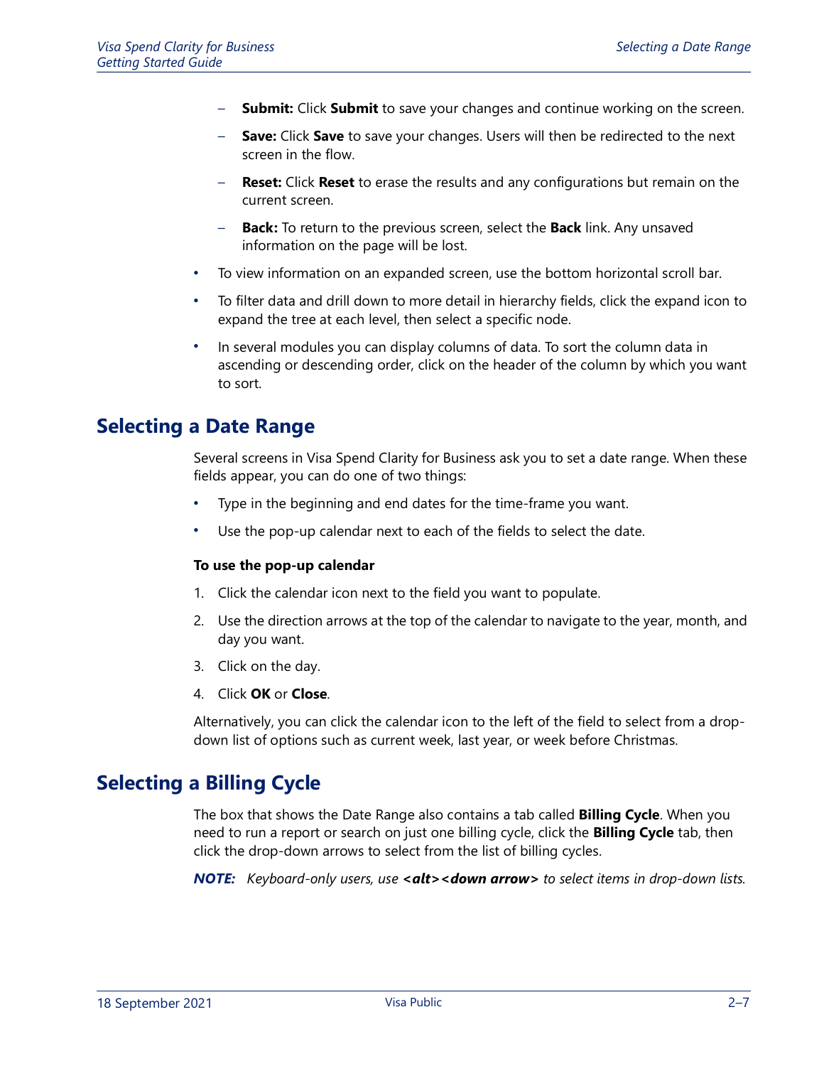- **Submit:** Click **Submit** to save your changes and continue working on the screen.
  - **Save:** Click **Save** to save your changes. Users will then be redirected to the next screen in the flow.
  - **Reset:** Click **Reset** to erase the results and any configurations but remain on the current screen.
  - **Back:** To return to the previous screen, select the **Back** link. Any unsaved information on the page will be lost.
- To view information on an expanded screen, use the bottom horizontal scroll bar.
- To filter data and drill down to more detail in hierarchy fields, click the expand icon to expand the tree at each level, then select a specific node.
- In several modules you can display columns of data. To sort the column data in ascending or descending order, click on the header of the column by which you want to sort.

## Selecting a Date Range

Several screens in Visa Spend Clarity for Business ask you to set a date range. When these fields appear, you can do one of two things:

- Type in the beginning and end dates for the time-frame you want.
- Use the pop-up calendar next to each of the fields to select the date.

**To use the pop-up calendar**

1. Click the calendar icon next to the field you want to populate.
2. Use the direction arrows at the top of the calendar to navigate to the year, month, and day you want.
3. Click on the day.
4. Click **OK** or **Close**.

Alternatively, you can click the calendar icon to the left of the field to select from a drop-down list of options such as current week, last year, or week before Christmas.

## Selecting a Billing Cycle

The box that shows the Date Range also contains a tab called **Billing Cycle**. When you need to run a report or search on just one billing cycle, click the **Billing Cycle** tab, then click the drop-down arrows to select from the list of billing cycles.

***NOTE:*** *Keyboard-only users, use **<alt><down arrow>** to select items in drop-down lists.*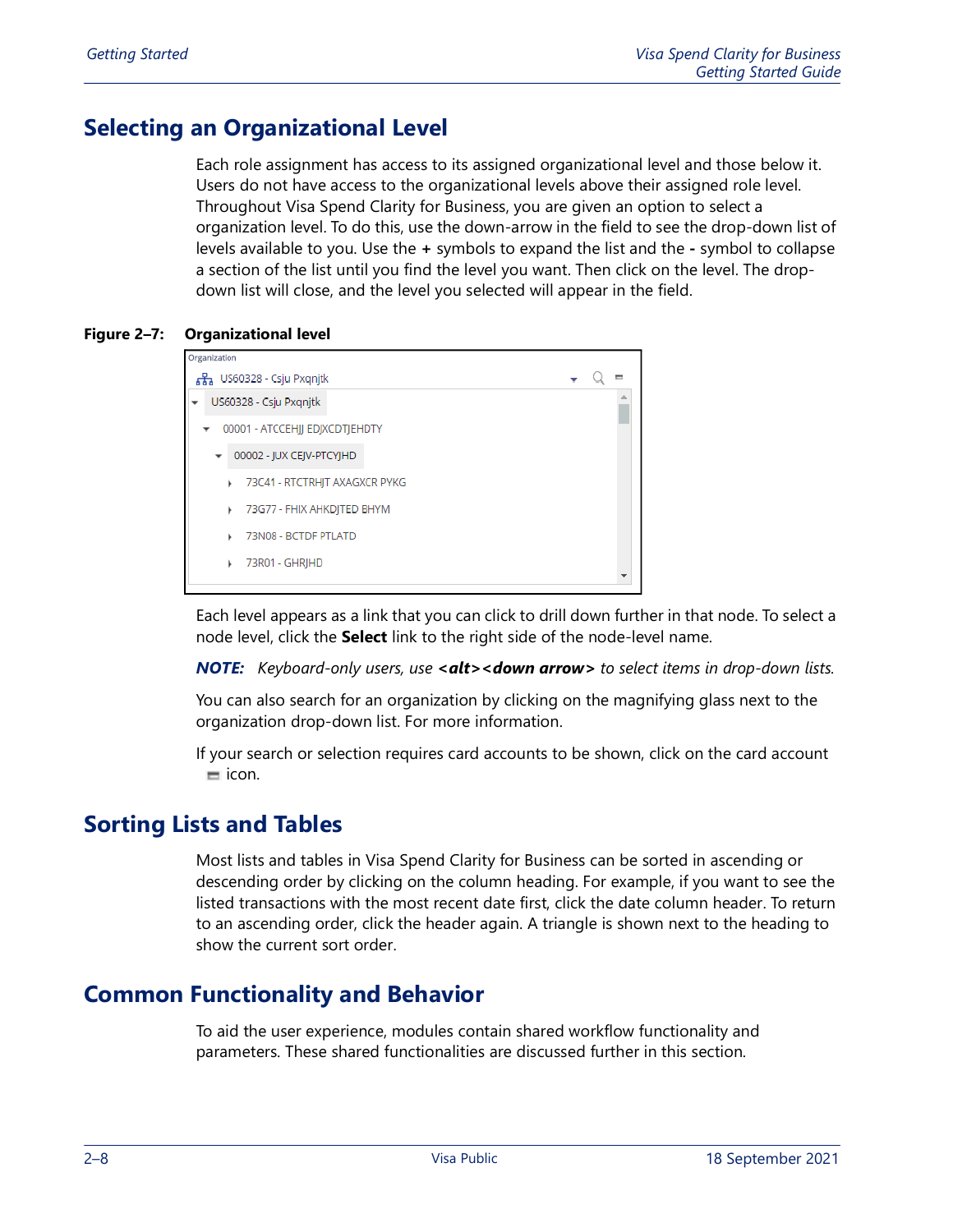## Selecting an Organizational Level

Each role assignment has access to its assigned organizational level and those below it. Users do not have access to the organizational levels above their assigned role level. Throughout Visa Spend Clarity for Business, you are given an option to select a organization level. To do this, use the down-arrow in the field to see the drop-down list of levels available to you. Use the **+** symbols to expand the list and the **-** symbol to collapse a section of the list until you find the level you want. Then click on the level. The drop-down list will close, and the level you selected will appear in the field.

**Figure 2–7: Organizational level**

Each level appears as a link that you can click to drill down further in that node. To select a node level, click the **Select** link to the right side of the node-level name.

***NOTE:*** *Keyboard-only users, use* ***<alt><down arrow>*** *to select items in drop-down lists.*

You can also search for an organization by clicking on the magnifying glass next to the organization drop-down list. For more information.

If your search or selection requires card accounts to be shown, click on the card account icon.

## Sorting Lists and Tables

Most lists and tables in Visa Spend Clarity for Business can be sorted in ascending or descending order by clicking on the column heading. For example, if you want to see the listed transactions with the most recent date first, click the date column header. To return to an ascending order, click the header again. A triangle is shown next to the heading to show the current sort order.

## Common Functionality and Behavior

To aid the user experience, modules contain shared workflow functionality and parameters. These shared functionalities are discussed further in this section.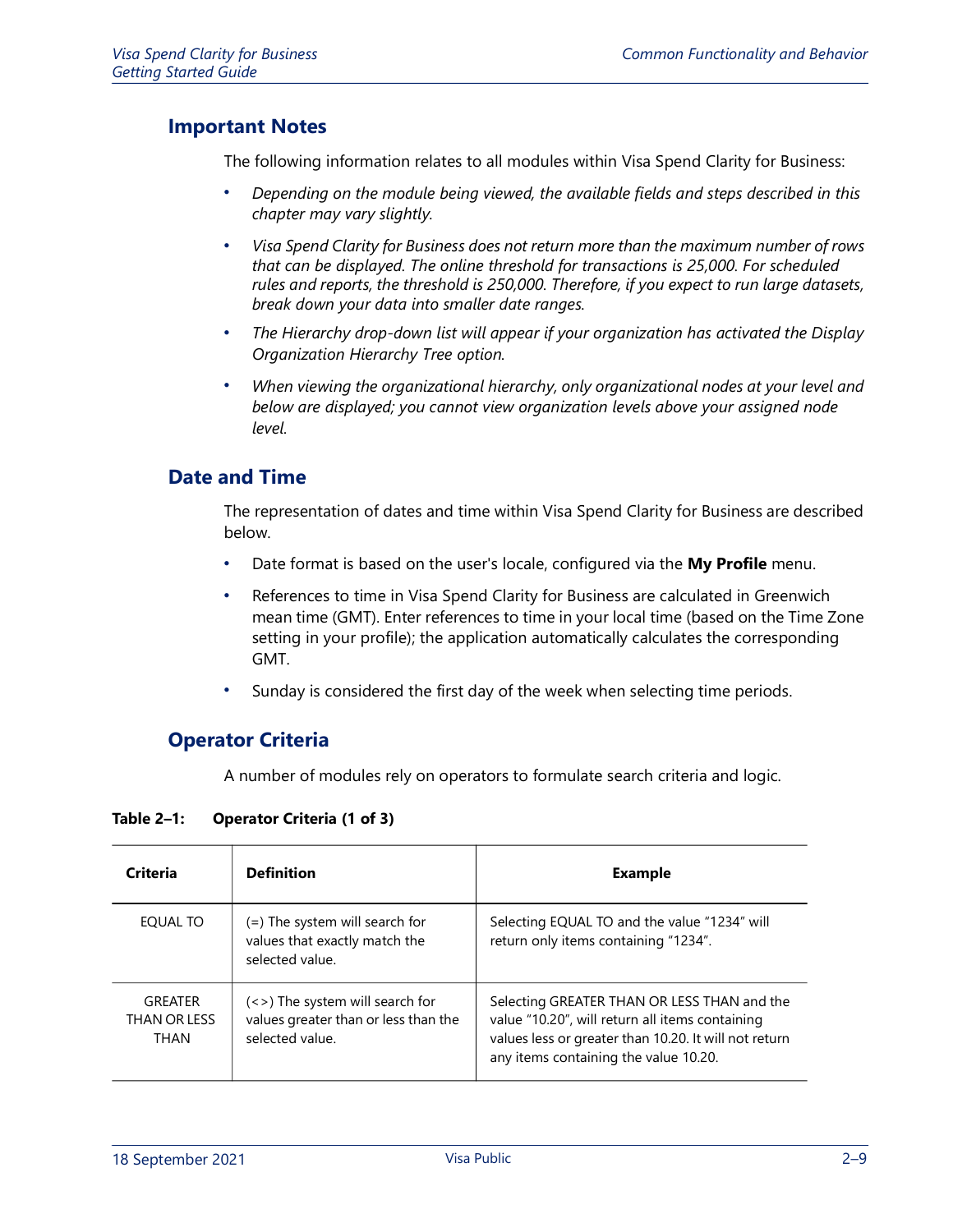## Important Notes

The following information relates to all modules within Visa Spend Clarity for Business:

- *Depending on the module being viewed, the available fields and steps described in this chapter may vary slightly.*
- *Visa Spend Clarity for Business does not return more than the maximum number of rows that can be displayed. The online threshold for transactions is 25,000. For scheduled rules and reports, the threshold is 250,000. Therefore, if you expect to run large datasets, break down your data into smaller date ranges.*
- *The Hierarchy drop-down list will appear if your organization has activated the Display Organization Hierarchy Tree option.*
- *When viewing the organizational hierarchy, only organizational nodes at your level and below are displayed; you cannot view organization levels above your assigned node level.*

## Date and Time

The representation of dates and time within Visa Spend Clarity for Business are described below.

- Date format is based on the user's locale, configured via the **My Profile** menu.
- References to time in Visa Spend Clarity for Business are calculated in Greenwich mean time (GMT). Enter references to time in your local time (based on the Time Zone setting in your profile); the application automatically calculates the corresponding GMT.
- Sunday is considered the first day of the week when selecting time periods.

## Operator Criteria

A number of modules rely on operators to formulate search criteria and logic.

**Table 2–1: Operator Criteria (1 of 3)**

| Criteria | Definition | Example |
|---|---|---|
| EQUAL TO | (=) The system will search for values that exactly match the selected value. | Selecting EQUAL TO and the value "1234" will return only items containing "1234". |
| GREATER THAN OR LESS THAN | (<>) The system will search for values greater than or less than the selected value. | Selecting GREATER THAN OR LESS THAN and the value "10.20", will return all items containing values less or greater than 10.20. It will not return any items containing the value 10.20. |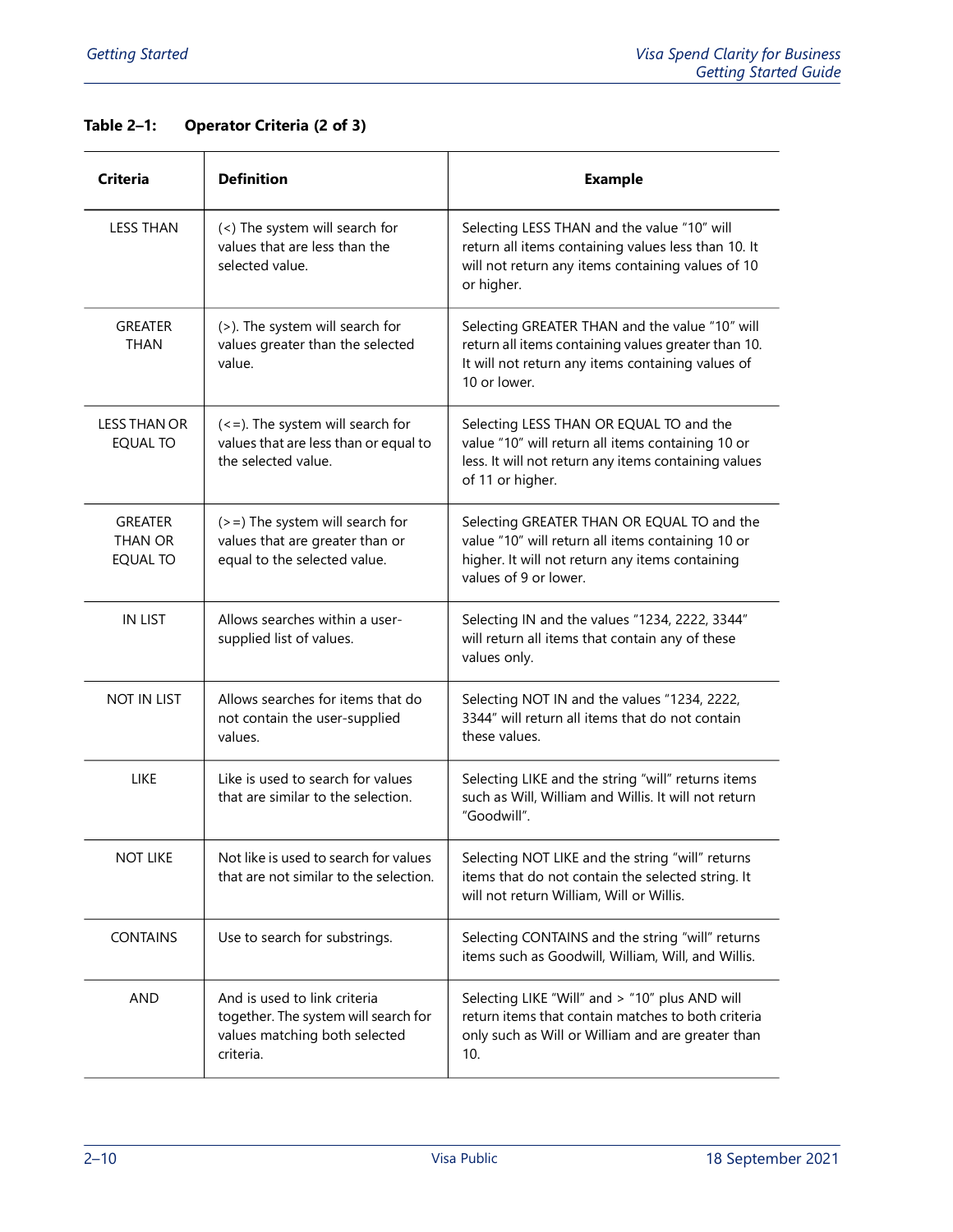**Table 2–1: Operator Criteria (2 of 3)**

| Criteria | Definition | Example |
|---|---|---|
| LESS THAN | (<) The system will search for values that are less than the selected value. | Selecting LESS THAN and the value "10" will return all items containing values less than 10. It will not return any items containing values of 10 or higher. |
| GREATER THAN | (>). The system will search for values greater than the selected value. | Selecting GREATER THAN and the value "10" will return all items containing values greater than 10. It will not return any items containing values of 10 or lower. |
| LESS THAN OR EQUAL TO | (<=). The system will search for values that are less than or equal to the selected value. | Selecting LESS THAN OR EQUAL TO and the value "10" will return all items containing 10 or less. It will not return any items containing values of 11 or higher. |
| GREATER THAN OR EQUAL TO | (>=) The system will search for values that are greater than or equal to the selected value. | Selecting GREATER THAN OR EQUAL TO and the value "10" will return all items containing 10 or higher. It will not return any items containing values of 9 or lower. |
| IN LIST | Allows searches within a user-supplied list of values. | Selecting IN and the values "1234, 2222, 3344" will return all items that contain any of these values only. |
| NOT IN LIST | Allows searches for items that do not contain the user-supplied values. | Selecting NOT IN and the values "1234, 2222, 3344" will return all items that do not contain these values. |
| LIKE | Like is used to search for values that are similar to the selection. | Selecting LIKE and the string "will" returns items such as Will, William and Willis. It will not return "Goodwill". |
| NOT LIKE | Not like is used to search for values that are not similar to the selection. | Selecting NOT LIKE and the string "will" returns items that do not contain the selected string. It will not return William, Will or Willis. |
| CONTAINS | Use to search for substrings. | Selecting CONTAINS and the string "will" returns items such as Goodwill, William, Will, and Willis. |
| AND | And is used to link criteria together. The system will search for values matching both selected criteria. | Selecting LIKE "Will" and > "10" plus AND will return items that contain matches to both criteria only such as Will or William and are greater than 10. |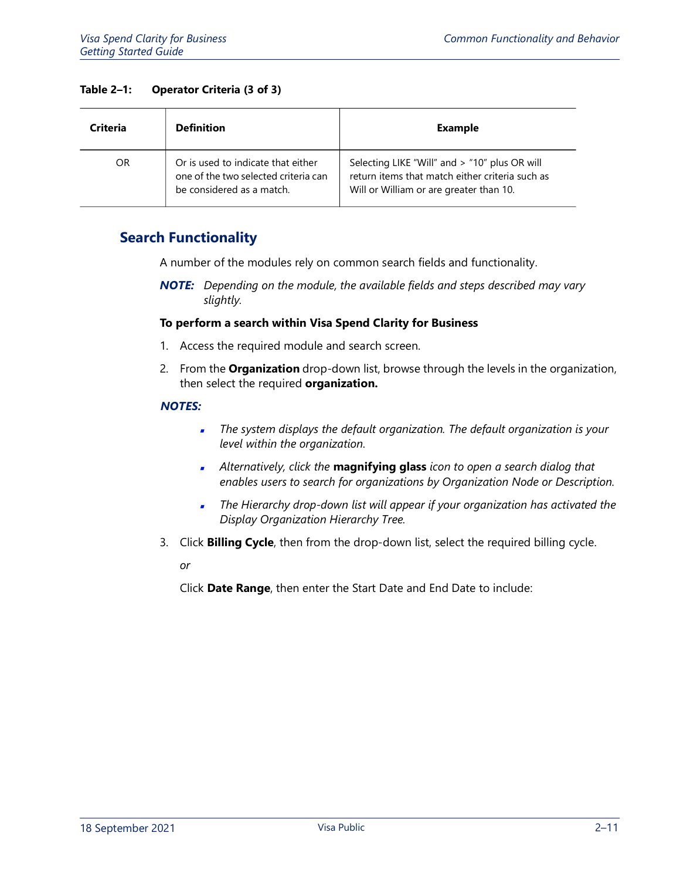**Table 2–1: Operator Criteria (3 of 3)**

| Criteria | Definition | Example |
|---|---|---|
| OR | Or is used to indicate that either one of the two selected criteria can be considered as a match. | Selecting LIKE "Will" and > "10" plus OR will return items that match either criteria such as Will or William or are greater than 10. |

## Search Functionality

A number of the modules rely on common search fields and functionality.

***NOTE:*** *Depending on the module, the available fields and steps described may vary slightly.*

**To perform a search within Visa Spend Clarity for Business**

1. Access the required module and search screen.
2. From the **Organization** drop-down list, browse through the levels in the organization, then select the required **organization.**

***NOTES:***

- *The system displays the default organization. The default organization is your level within the organization.*
- *Alternatively, click the* **magnifying glass** *icon to open a search dialog that enables users to search for organizations by Organization Node or Description.*
- *The Hierarchy drop-down list will appear if your organization has activated the Display Organization Hierarchy Tree.*

3. Click **Billing Cycle**, then from the drop-down list, select the required billing cycle.

   *or*

   Click **Date Range**, then enter the Start Date and End Date to include: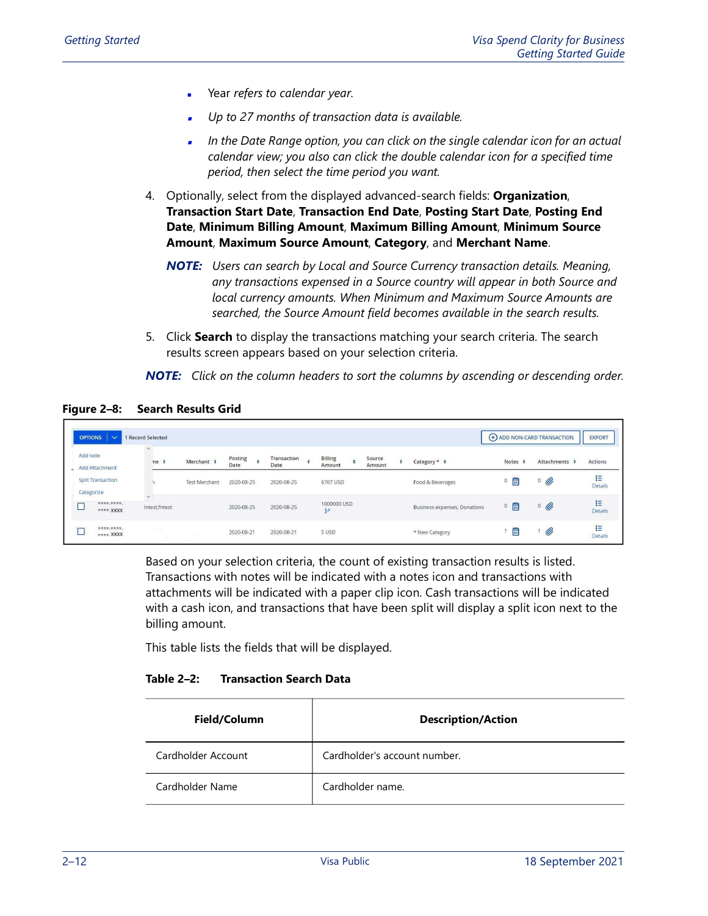- Year *refers to calendar year.*
- *Up to 27 months of transaction data is available.*
- *In the Date Range option, you can click on the single calendar icon for an actual calendar view; you also can click the double calendar icon for a specified time period, then select the time period you want.*

4. Optionally, select from the displayed advanced-search fields: **Organization**, **Transaction Start Date**, **Transaction End Date**, **Posting Start Date**, **Posting End Date**, **Minimum Billing Amount**, **Maximum Billing Amount**, **Minimum Source Amount**, **Maximum Source Amount**, **Category**, and **Merchant Name**.

   ***NOTE:*** *Users can search by Local and Source Currency transaction details. Meaning, any transactions expensed in a Source country will appear in both Source and local currency amounts. When Minimum and Maximum Source Amounts are searched, the Source Amount field becomes available in the search results.*

5. Click **Search** to display the transactions matching your search criteria. The search results screen appears based on your selection criteria.

***NOTE:*** *Click on the column headers to sort the columns by ascending or descending order.*

**Figure 2–8: Search Results Grid**

Based on your selection criteria, the count of existing transaction results is listed. Transactions with notes will be indicated with a notes icon and transactions with attachments will be indicated with a paper clip icon. Cash transactions will be indicated with a cash icon, and transactions that have been split will display a split icon next to the billing amount.

This table lists the fields that will be displayed.

**Table 2–2: Transaction Search Data**

| Field/Column | Description/Action |
|---|---|
| Cardholder Account | Cardholder's account number. |
| Cardholder Name | Cardholder name. |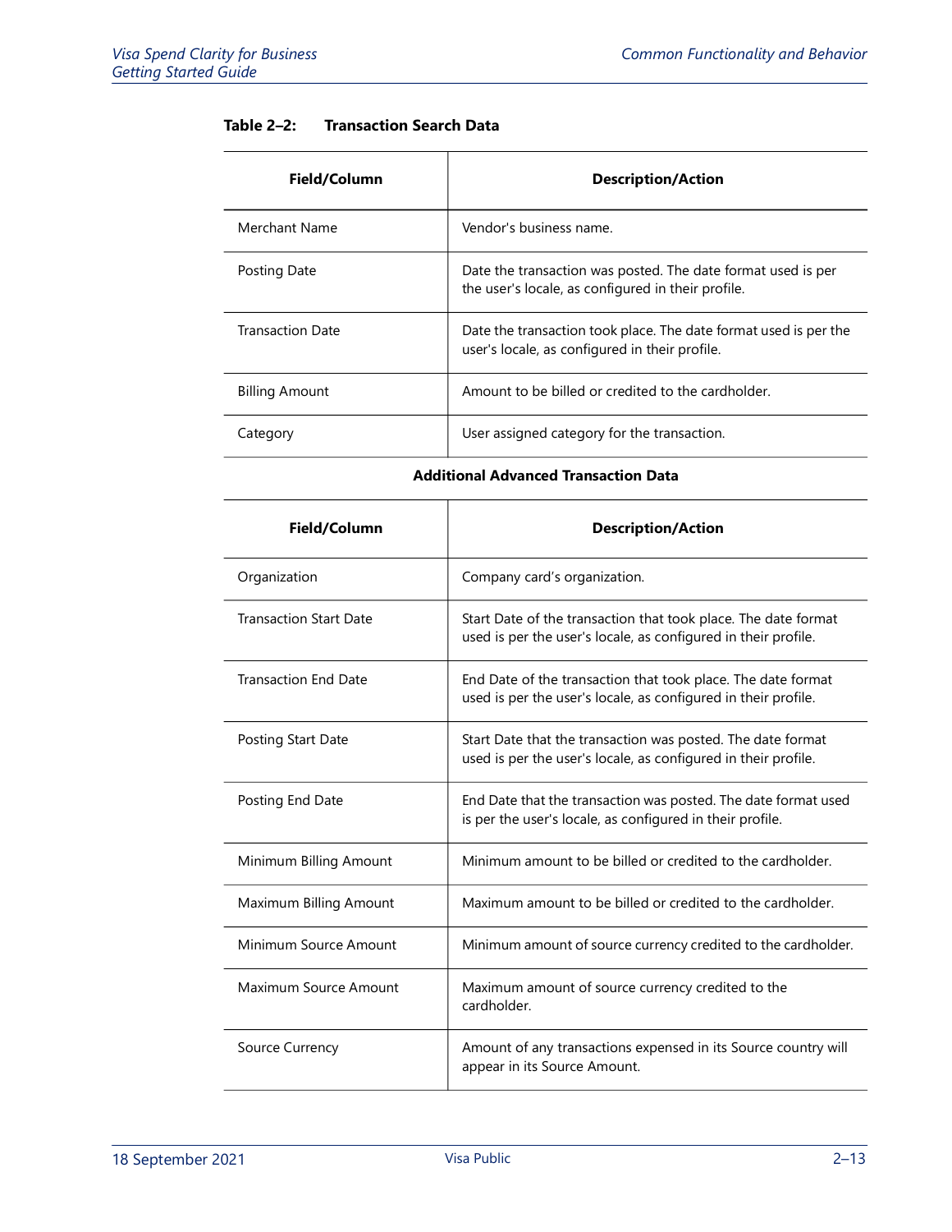**Table 2–2: Transaction Search Data**

| Field/Column | Description/Action |
|---|---|
| Merchant Name | Vendor's business name. |
| Posting Date | Date the transaction was posted. The date format used is per the user's locale, as configured in their profile. |
| Transaction Date | Date the transaction took place. The date format used is per the user's locale, as configured in their profile. |
| Billing Amount | Amount to be billed or credited to the cardholder. |
| Category | User assigned category for the transaction. |

**Additional Advanced Transaction Data**

| Field/Column | Description/Action |
|---|---|
| Organization | Company card's organization. |
| Transaction Start Date | Start Date of the transaction that took place. The date format used is per the user's locale, as configured in their profile. |
| Transaction End Date | End Date of the transaction that took place. The date format used is per the user's locale, as configured in their profile. |
| Posting Start Date | Start Date that the transaction was posted. The date format used is per the user's locale, as configured in their profile. |
| Posting End Date | End Date that the transaction was posted. The date format used is per the user's locale, as configured in their profile. |
| Minimum Billing Amount | Minimum amount to be billed or credited to the cardholder. |
| Maximum Billing Amount | Maximum amount to be billed or credited to the cardholder. |
| Minimum Source Amount | Minimum amount of source currency credited to the cardholder. |
| Maximum Source Amount | Maximum amount of source currency credited to the cardholder. |
| Source Currency | Amount of any transactions expensed in its Source country will appear in its Source Amount. |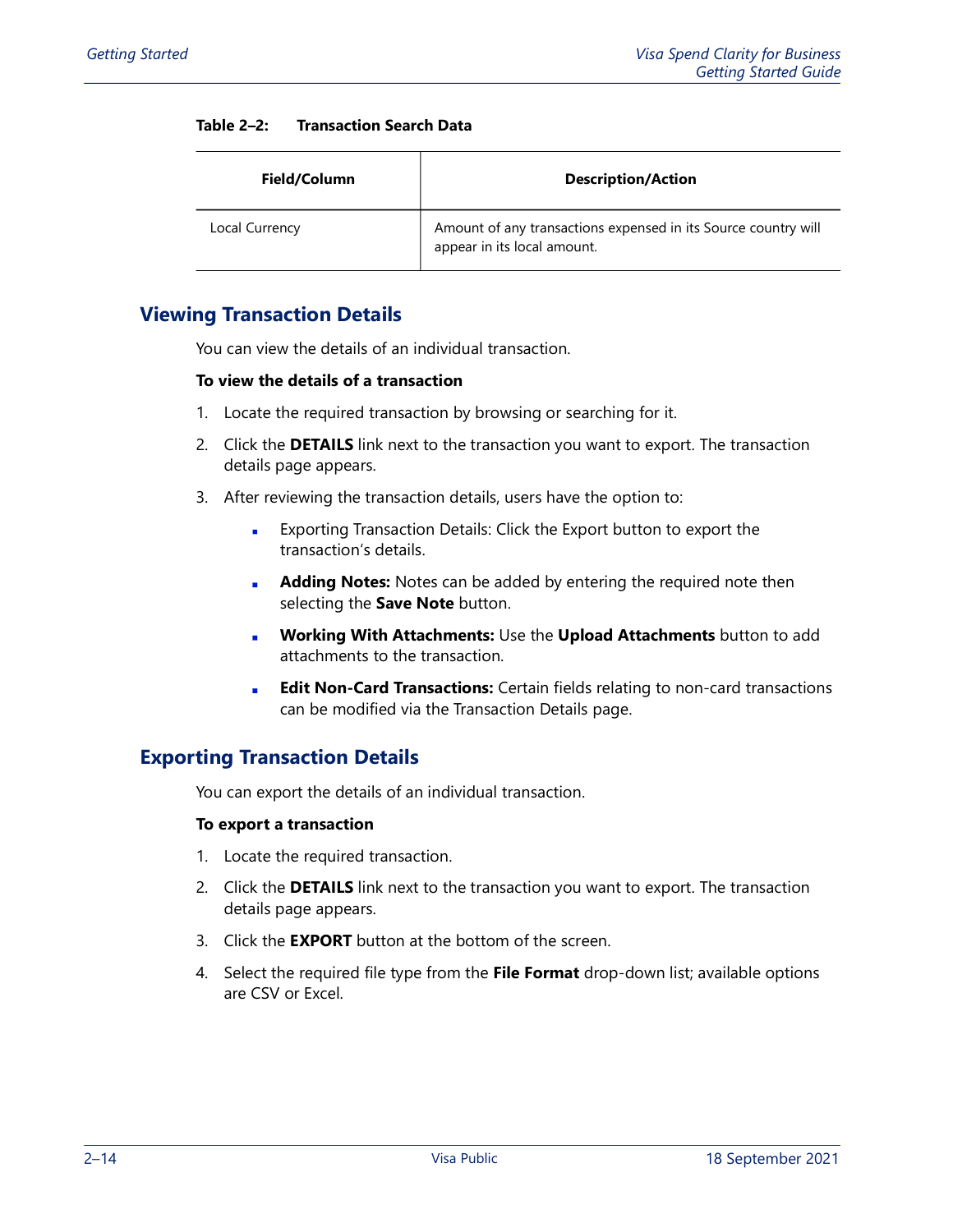**Table 2–2: Transaction Search Data**

| Field/Column | Description/Action |
| --- | --- |
| Local Currency | Amount of any transactions expensed in its Source country will appear in its local amount. |

## Viewing Transaction Details

You can view the details of an individual transaction.

**To view the details of a transaction**

1. Locate the required transaction by browsing or searching for it.
2. Click the **DETAILS** link next to the transaction you want to export. The transaction details page appears.
3. After reviewing the transaction details, users have the option to:
   - Exporting Transaction Details: Click the Export button to export the transaction's details.
   - **Adding Notes:** Notes can be added by entering the required note then selecting the **Save Note** button.
   - **Working With Attachments:** Use the **Upload Attachments** button to add attachments to the transaction.
   - **Edit Non-Card Transactions:** Certain fields relating to non-card transactions can be modified via the Transaction Details page.

## Exporting Transaction Details

You can export the details of an individual transaction.

**To export a transaction**

1. Locate the required transaction.
2. Click the **DETAILS** link next to the transaction you want to export. The transaction details page appears.
3. Click the **EXPORT** button at the bottom of the screen.
4. Select the required file type from the **File Format** drop-down list; available options are CSV or Excel.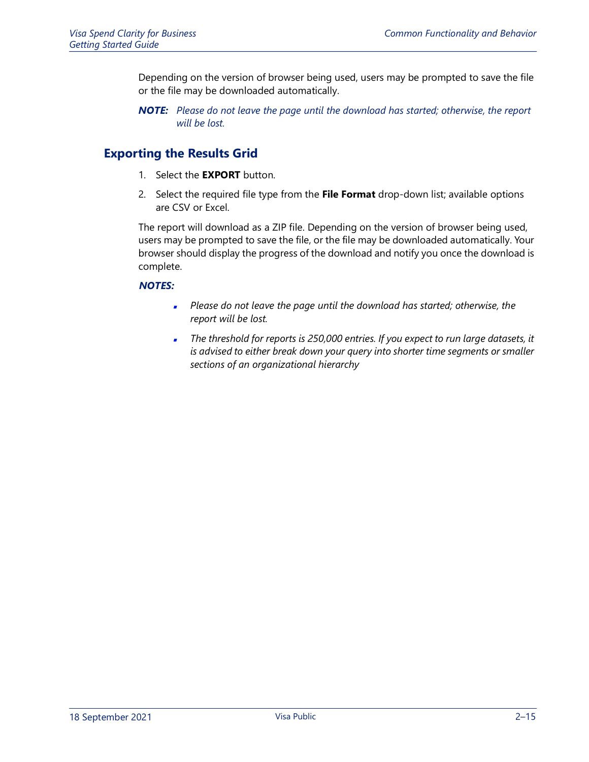Depending on the version of browser being used, users may be prompted to save the file or the file may be downloaded automatically.

***NOTE:*** *Please do not leave the page until the download has started; otherwise, the report will be lost.*

## Exporting the Results Grid

1. Select the **EXPORT** button.
2. Select the required file type from the **File Format** drop-down list; available options are CSV or Excel.

The report will download as a ZIP file. Depending on the version of browser being used, users may be prompted to save the file, or the file may be downloaded automatically. Your browser should display the progress of the download and notify you once the download is complete.

***NOTES:***

- *Please do not leave the page until the download has started; otherwise, the report will be lost.*
- *The threshold for reports is 250,000 entries. If you expect to run large datasets, it is advised to either break down your query into shorter time segments or smaller sections of an organizational hierarchy*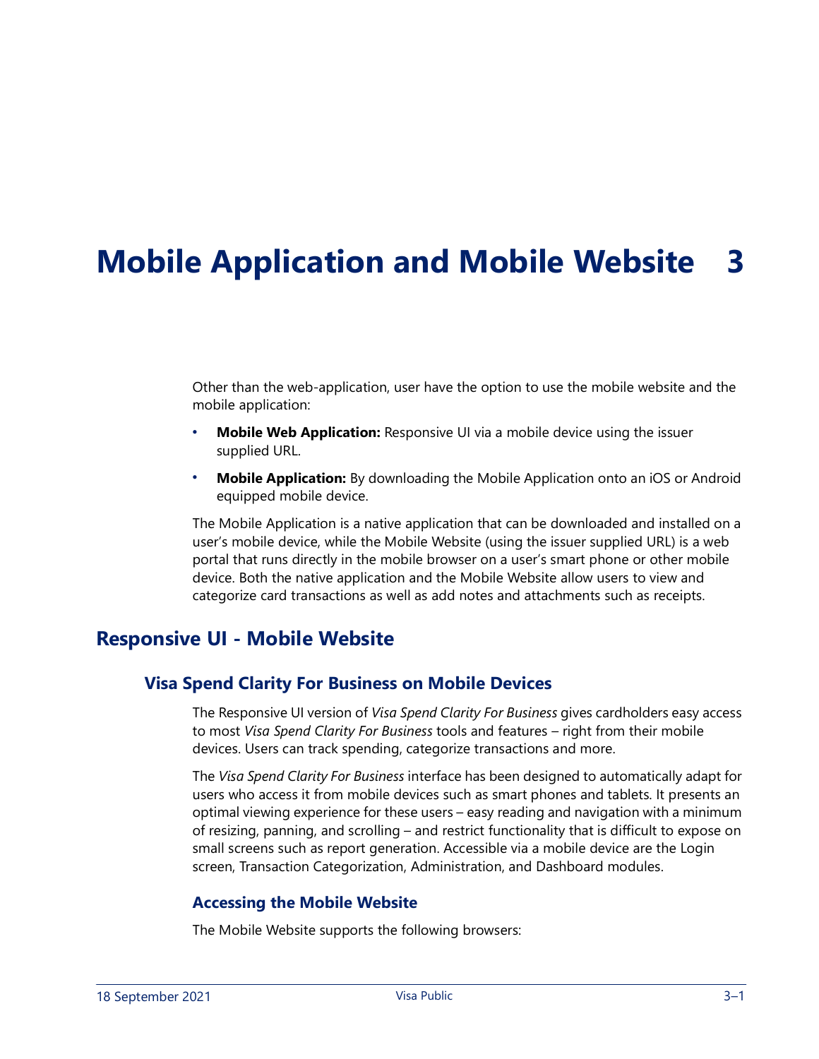# Mobile Application and Mobile Website 3

Other than the web-application, user have the option to use the mobile website and the mobile application:

- **Mobile Web Application:** Responsive UI via a mobile device using the issuer supplied URL.
- **Mobile Application:** By downloading the Mobile Application onto an iOS or Android equipped mobile device.

The Mobile Application is a native application that can be downloaded and installed on a user's mobile device, while the Mobile Website (using the issuer supplied URL) is a web portal that runs directly in the mobile browser on a user's smart phone or other mobile device. Both the native application and the Mobile Website allow users to view and categorize card transactions as well as add notes and attachments such as receipts.

## Responsive UI - Mobile Website

### Visa Spend Clarity For Business on Mobile Devices

The Responsive UI version of *Visa Spend Clarity For Business* gives cardholders easy access to most *Visa Spend Clarity For Business* tools and features – right from their mobile devices. Users can track spending, categorize transactions and more.

The *Visa Spend Clarity For Business* interface has been designed to automatically adapt for users who access it from mobile devices such as smart phones and tablets. It presents an optimal viewing experience for these users – easy reading and navigation with a minimum of resizing, panning, and scrolling – and restrict functionality that is difficult to expose on small screens such as report generation. Accessible via a mobile device are the Login screen, Transaction Categorization, Administration, and Dashboard modules.

#### Accessing the Mobile Website

The Mobile Website supports the following browsers: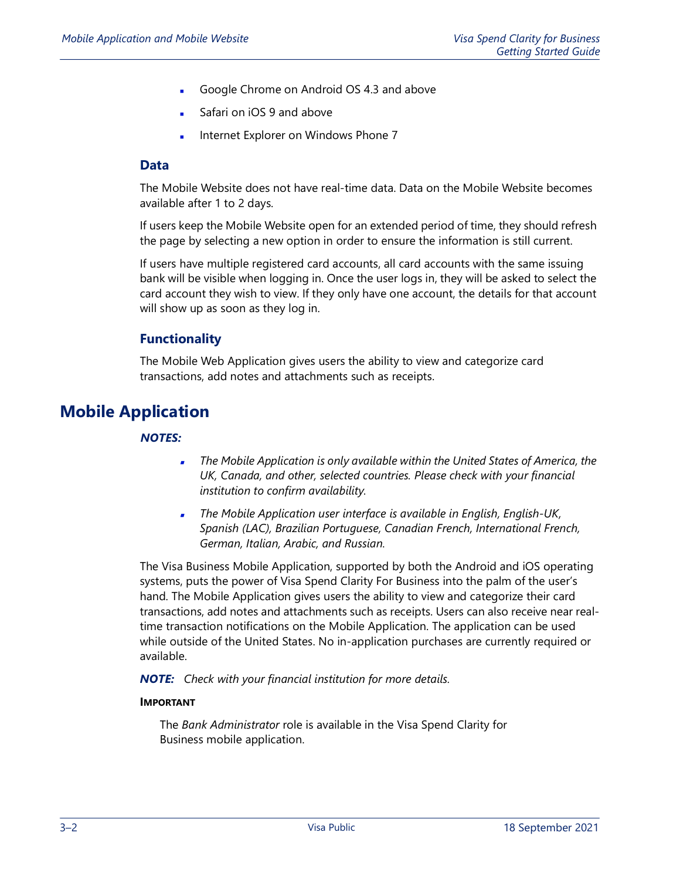- Google Chrome on Android OS 4.3 and above
- Safari on iOS 9 and above
- Internet Explorer on Windows Phone 7

### Data

The Mobile Website does not have real-time data. Data on the Mobile Website becomes available after 1 to 2 days.

If users keep the Mobile Website open for an extended period of time, they should refresh the page by selecting a new option in order to ensure the information is still current.

If users have multiple registered card accounts, all card accounts with the same issuing bank will be visible when logging in. Once the user logs in, they will be asked to select the card account they wish to view. If they only have one account, the details for that account will show up as soon as they log in.

### Functionality

The Mobile Web Application gives users the ability to view and categorize card transactions, add notes and attachments such as receipts.

## Mobile Application

***NOTES:***

- *The Mobile Application is only available within the United States of America, the UK, Canada, and other, selected countries. Please check with your financial institution to confirm availability.*
- *The Mobile Application user interface is available in English, English-UK, Spanish (LAC), Brazilian Portuguese, Canadian French, International French, German, Italian, Arabic, and Russian.*

The Visa Business Mobile Application, supported by both the Android and iOS operating systems, puts the power of Visa Spend Clarity For Business into the palm of the user's hand. The Mobile Application gives users the ability to view and categorize their card transactions, add notes and attachments such as receipts. Users can also receive near real-time transaction notifications on the Mobile Application. The application can be used while outside of the United States. No in-application purchases are currently required or available.

***NOTE:*** *Check with your financial institution for more details.*

**IMPORTANT**

The *Bank Administrator* role is available in the Visa Spend Clarity for Business mobile application.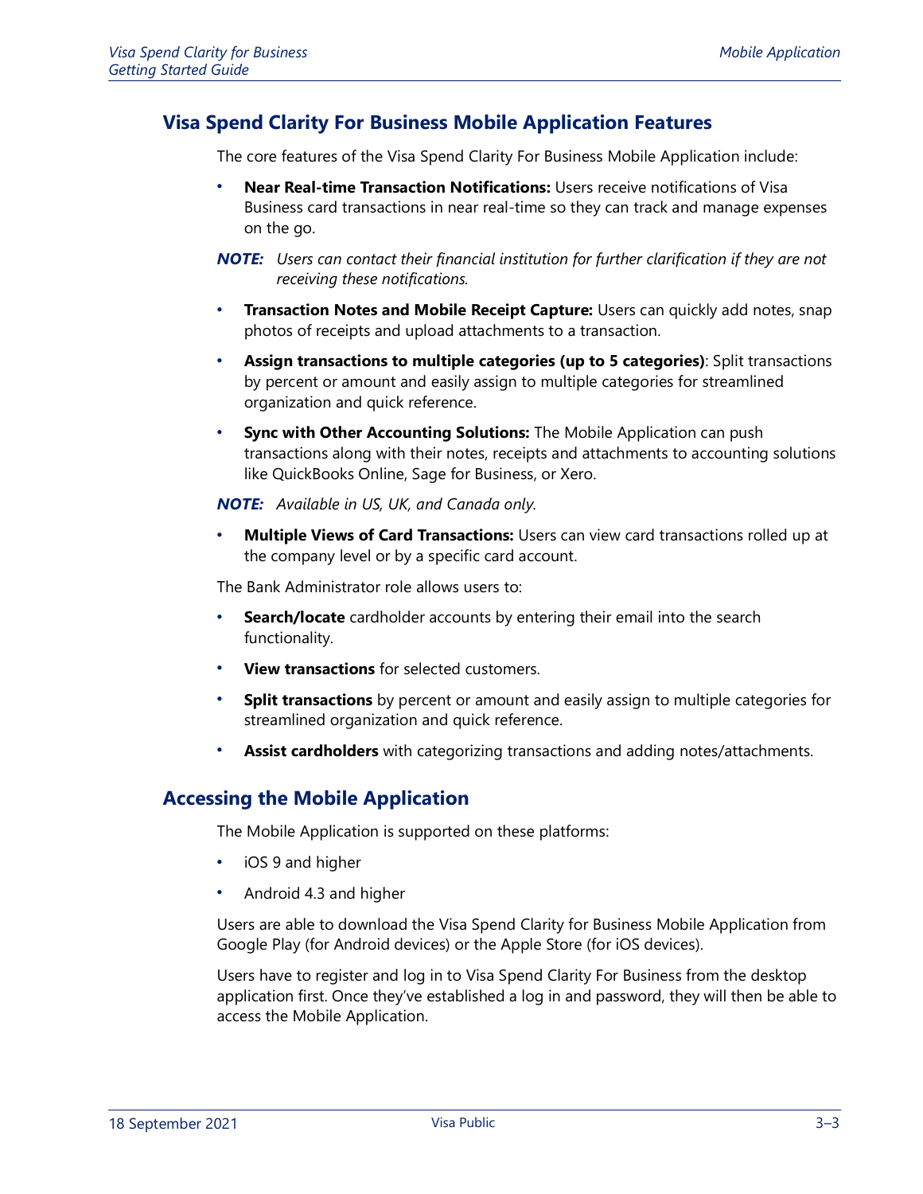## Visa Spend Clarity For Business Mobile Application Features

The core features of the Visa Spend Clarity For Business Mobile Application include:

- **Near Real-time Transaction Notifications:** Users receive notifications of Visa Business card transactions in near real-time so they can track and manage expenses on the go.

***NOTE:*** *Users can contact their financial institution for further clarification if they are not receiving these notifications.*

- **Transaction Notes and Mobile Receipt Capture:** Users can quickly add notes, snap photos of receipts and upload attachments to a transaction.
- **Assign transactions to multiple categories (up to 5 categories)**: Split transactions by percent or amount and easily assign to multiple categories for streamlined organization and quick reference.
- **Sync with Other Accounting Solutions:** The Mobile Application can push transactions along with their notes, receipts and attachments to accounting solutions like QuickBooks Online, Sage for Business, or Xero.

***NOTE:*** *Available in US, UK, and Canada only.*

- **Multiple Views of Card Transactions:** Users can view card transactions rolled up at the company level or by a specific card account.

The Bank Administrator role allows users to:

- **Search/locate** cardholder accounts by entering their email into the search functionality.
- **View transactions** for selected customers.
- **Split transactions** by percent or amount and easily assign to multiple categories for streamlined organization and quick reference.
- **Assist cardholders** with categorizing transactions and adding notes/attachments.

## Accessing the Mobile Application

The Mobile Application is supported on these platforms:

- iOS 9 and higher
- Android 4.3 and higher

Users are able to download the Visa Spend Clarity for Business Mobile Application from Google Play (for Android devices) or the Apple Store (for iOS devices).

Users have to register and log in to Visa Spend Clarity For Business from the desktop application first. Once they've established a log in and password, they will then be able to access the Mobile Application.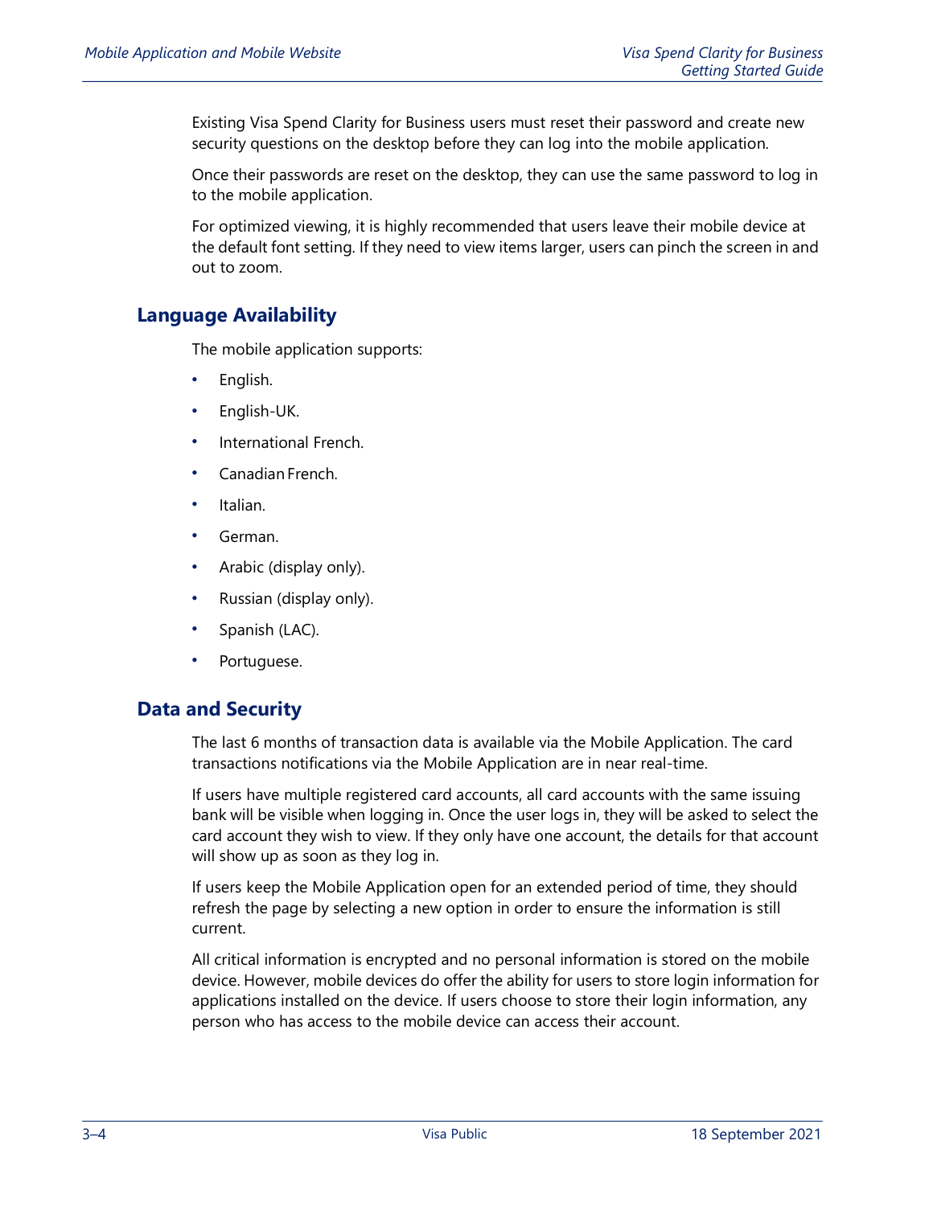Existing Visa Spend Clarity for Business users must reset their password and create new security questions on the desktop before they can log into the mobile application.

Once their passwords are reset on the desktop, they can use the same password to log in to the mobile application.

For optimized viewing, it is highly recommended that users leave their mobile device at the default font setting. If they need to view items larger, users can pinch the screen in and out to zoom.

## Language Availability

The mobile application supports:

- English.
- English-UK.
- International French.
- Canadian French.
- Italian.
- German.
- Arabic (display only).
- Russian (display only).
- Spanish (LAC).
- Portuguese.

## Data and Security

The last 6 months of transaction data is available via the Mobile Application. The card transactions notifications via the Mobile Application are in near real-time.

If users have multiple registered card accounts, all card accounts with the same issuing bank will be visible when logging in. Once the user logs in, they will be asked to select the card account they wish to view. If they only have one account, the details for that account will show up as soon as they log in.

If users keep the Mobile Application open for an extended period of time, they should refresh the page by selecting a new option in order to ensure the information is still current.

All critical information is encrypted and no personal information is stored on the mobile device. However, mobile devices do offer the ability for users to store login information for applications installed on the device. If users choose to store their login information, any person who has access to the mobile device can access their account.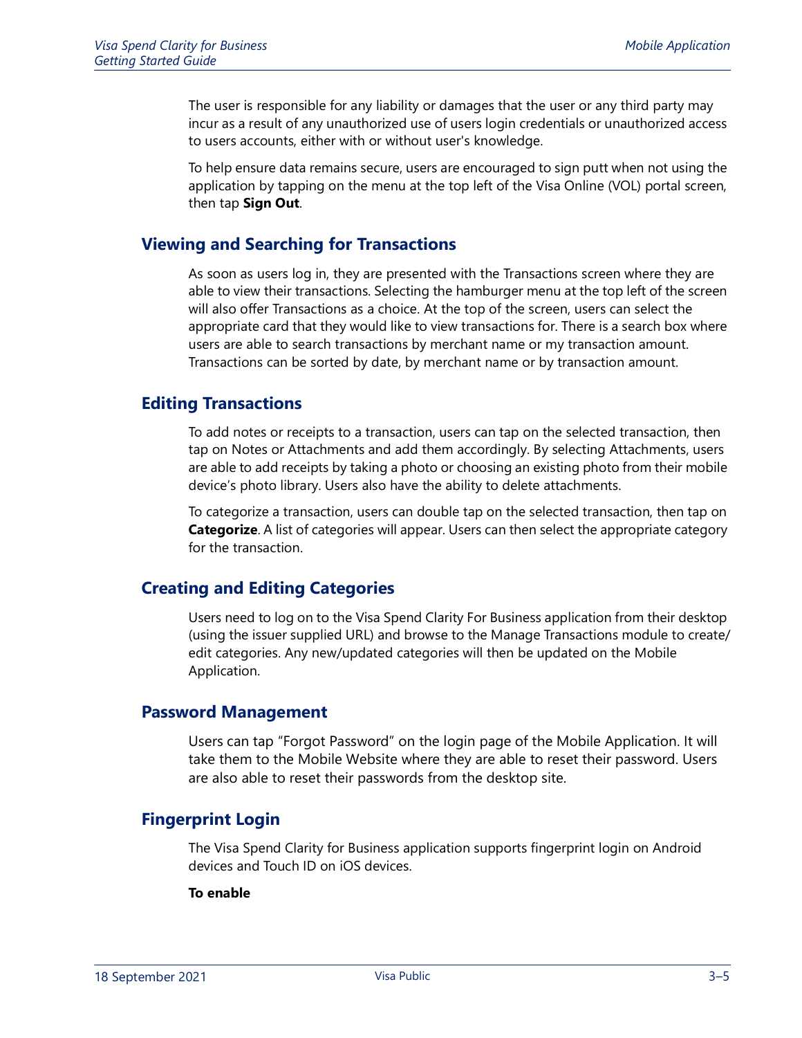The user is responsible for any liability or damages that the user or any third party may incur as a result of any unauthorized use of users login credentials or unauthorized access to users accounts, either with or without user's knowledge.

To help ensure data remains secure, users are encouraged to sign putt when not using the application by tapping on the menu at the top left of the Visa Online (VOL) portal screen, then tap **Sign Out**.

## Viewing and Searching for Transactions

As soon as users log in, they are presented with the Transactions screen where they are able to view their transactions. Selecting the hamburger menu at the top left of the screen will also offer Transactions as a choice. At the top of the screen, users can select the appropriate card that they would like to view transactions for. There is a search box where users are able to search transactions by merchant name or my transaction amount. Transactions can be sorted by date, by merchant name or by transaction amount.

## Editing Transactions

To add notes or receipts to a transaction, users can tap on the selected transaction, then tap on Notes or Attachments and add them accordingly. By selecting Attachments, users are able to add receipts by taking a photo or choosing an existing photo from their mobile device's photo library. Users also have the ability to delete attachments.

To categorize a transaction, users can double tap on the selected transaction, then tap on **Categorize**. A list of categories will appear. Users can then select the appropriate category for the transaction.

## Creating and Editing Categories

Users need to log on to the Visa Spend Clarity For Business application from their desktop (using the issuer supplied URL) and browse to the Manage Transactions module to create/ edit categories. Any new/updated categories will then be updated on the Mobile Application.

## Password Management

Users can tap "Forgot Password" on the login page of the Mobile Application. It will take them to the Mobile Website where they are able to reset their password. Users are also able to reset their passwords from the desktop site.

## Fingerprint Login

The Visa Spend Clarity for Business application supports fingerprint login on Android devices and Touch ID on iOS devices.

**To enable**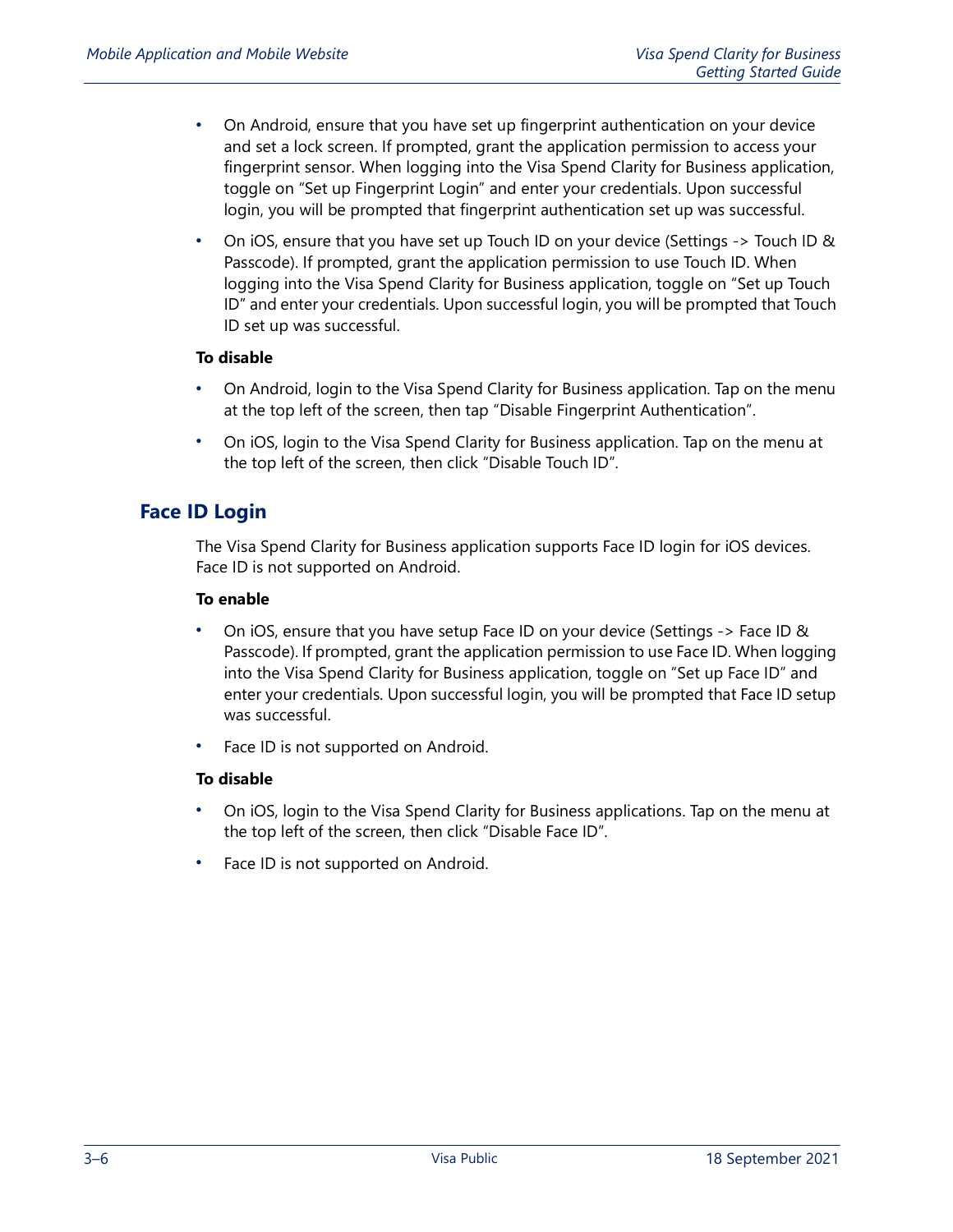- On Android, ensure that you have set up fingerprint authentication on your device and set a lock screen. If prompted, grant the application permission to access your fingerprint sensor. When logging into the Visa Spend Clarity for Business application, toggle on “Set up Fingerprint Login” and enter your credentials. Upon successful login, you will be prompted that fingerprint authentication set up was successful.
- On iOS, ensure that you have set up Touch ID on your device (Settings -> Touch ID & Passcode). If prompted, grant the application permission to use Touch ID. When logging into the Visa Spend Clarity for Business application, toggle on “Set up Touch ID” and enter your credentials. Upon successful login, you will be prompted that Touch ID set up was successful.

**To disable**

- On Android, login to the Visa Spend Clarity for Business application. Tap on the menu at the top left of the screen, then tap “Disable Fingerprint Authentication”.
- On iOS, login to the Visa Spend Clarity for Business application. Tap on the menu at the top left of the screen, then click “Disable Touch ID”.

## Face ID Login

The Visa Spend Clarity for Business application supports Face ID login for iOS devices. Face ID is not supported on Android.

**To enable**

- On iOS, ensure that you have setup Face ID on your device (Settings -> Face ID & Passcode). If prompted, grant the application permission to use Face ID. When logging into the Visa Spend Clarity for Business application, toggle on “Set up Face ID” and enter your credentials. Upon successful login, you will be prompted that Face ID setup was successful.
- Face ID is not supported on Android.

**To disable**

- On iOS, login to the Visa Spend Clarity for Business applications. Tap on the menu at the top left of the screen, then click “Disable Face ID”.
- Face ID is not supported on Android.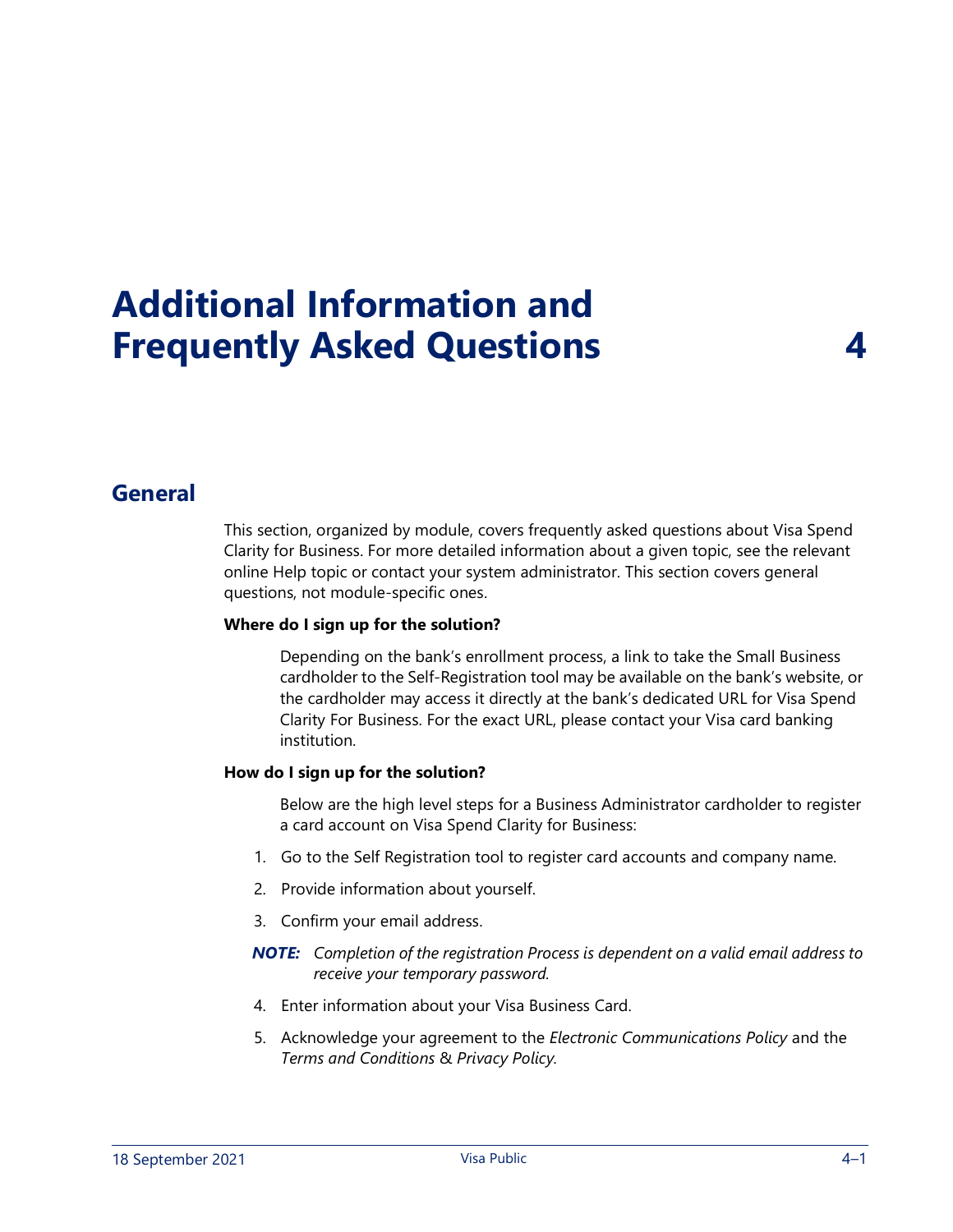# Additional Information and Frequently Asked Questions 4

## General

This section, organized by module, covers frequently asked questions about Visa Spend Clarity for Business. For more detailed information about a given topic, see the relevant online Help topic or contact your system administrator. This section covers general questions, not module-specific ones.

**Where do I sign up for the solution?**

Depending on the bank's enrollment process, a link to take the Small Business cardholder to the Self-Registration tool may be available on the bank's website, or the cardholder may access it directly at the bank's dedicated URL for Visa Spend Clarity For Business. For the exact URL, please contact your Visa card banking institution.

**How do I sign up for the solution?**

Below are the high level steps for a Business Administrator cardholder to register a card account on Visa Spend Clarity for Business:

1. Go to the Self Registration tool to register card accounts and company name.
2. Provide information about yourself.
3. Confirm your email address.

***NOTE:*** *Completion of the registration Process is dependent on a valid email address to receive your temporary password.*

4. Enter information about your Visa Business Card.
5. Acknowledge your agreement to the *Electronic Communications Policy* and the *Terms and Conditions* & *Privacy Policy*.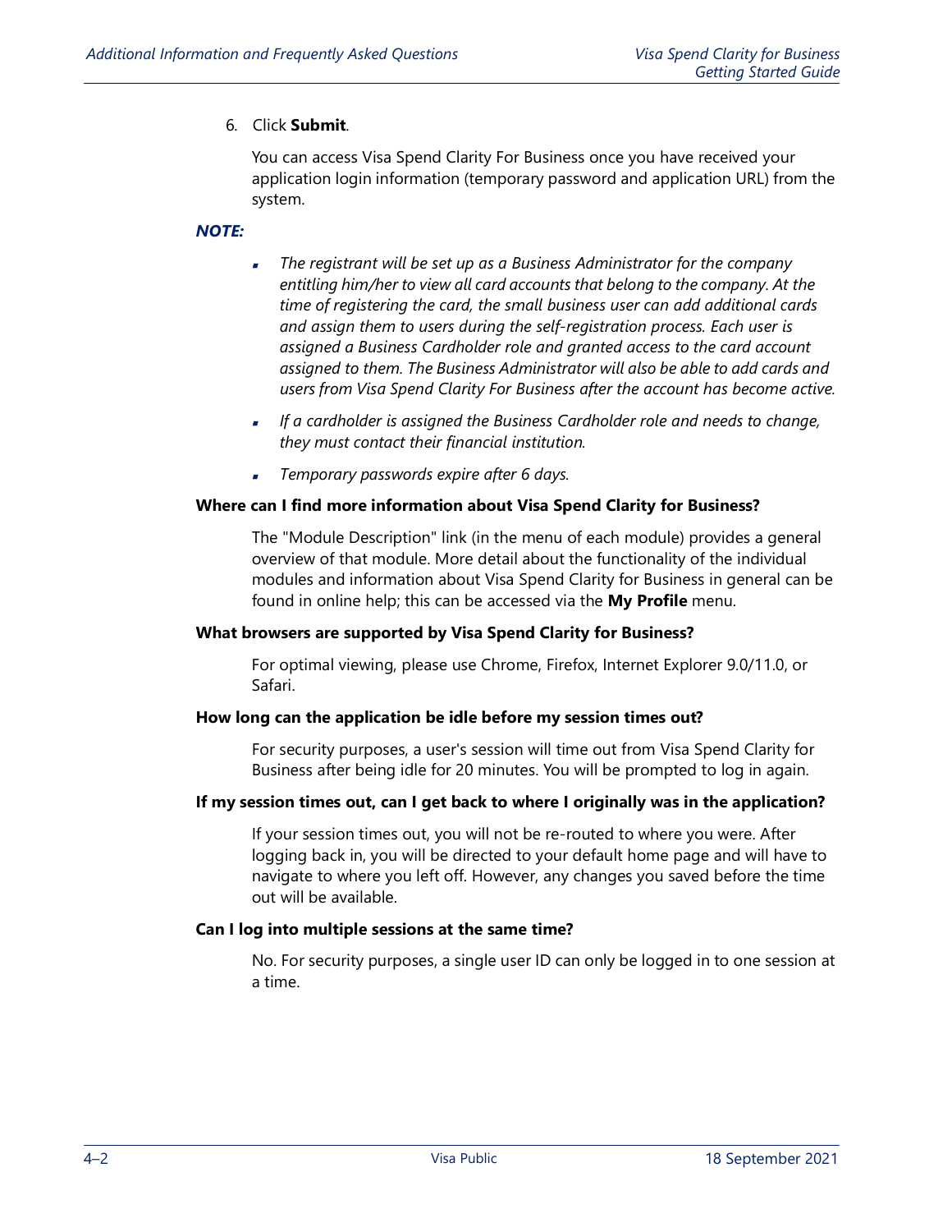6. Click **Submit**.

   You can access Visa Spend Clarity For Business once you have received your application login information (temporary password and application URL) from the system.

***NOTE:***

- *The registrant will be set up as a Business Administrator for the company entitling him/her to view all card accounts that belong to the company. At the time of registering the card, the small business user can add additional cards and assign them to users during the self-registration process. Each user is assigned a Business Cardholder role and granted access to the card account assigned to them. The Business Administrator will also be able to add cards and users from Visa Spend Clarity For Business after the account has become active.*
- *If a cardholder is assigned the Business Cardholder role and needs to change, they must contact their financial institution.*
- *Temporary passwords expire after 6 days.*

**Where can I find more information about Visa Spend Clarity for Business?**

The "Module Description" link (in the menu of each module) provides a general overview of that module. More detail about the functionality of the individual modules and information about Visa Spend Clarity for Business in general can be found in online help; this can be accessed via the **My Profile** menu.

**What browsers are supported by Visa Spend Clarity for Business?**

For optimal viewing, please use Chrome, Firefox, Internet Explorer 9.0/11.0, or Safari.

**How long can the application be idle before my session times out?**

For security purposes, a user's session will time out from Visa Spend Clarity for Business after being idle for 20 minutes. You will be prompted to log in again.

**If my session times out, can I get back to where I originally was in the application?**

If your session times out, you will not be re-routed to where you were. After logging back in, you will be directed to your default home page and will have to navigate to where you left off. However, any changes you saved before the time out will be available.

**Can I log into multiple sessions at the same time?**

No. For security purposes, a single user ID can only be logged in to one session at a time.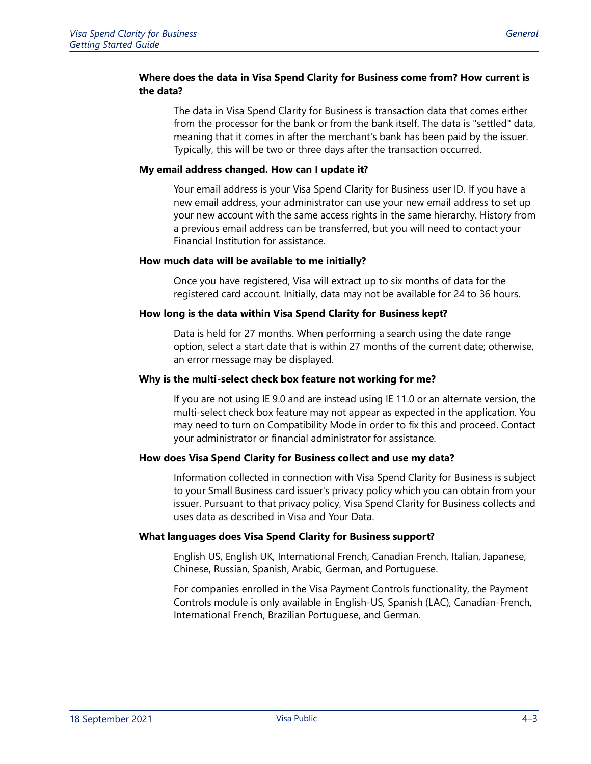**Where does the data in Visa Spend Clarity for Business come from? How current is the data?**

The data in Visa Spend Clarity for Business is transaction data that comes either from the processor for the bank or from the bank itself. The data is "settled" data, meaning that it comes in after the merchant's bank has been paid by the issuer. Typically, this will be two or three days after the transaction occurred.

**My email address changed. How can I update it?**

Your email address is your Visa Spend Clarity for Business user ID. If you have a new email address, your administrator can use your new email address to set up your new account with the same access rights in the same hierarchy. History from a previous email address can be transferred, but you will need to contact your Financial Institution for assistance.

**How much data will be available to me initially?**

Once you have registered, Visa will extract up to six months of data for the registered card account. Initially, data may not be available for 24 to 36 hours.

**How long is the data within Visa Spend Clarity for Business kept?**

Data is held for 27 months. When performing a search using the date range option, select a start date that is within 27 months of the current date; otherwise, an error message may be displayed.

**Why is the multi-select check box feature not working for me?**

If you are not using IE 9.0 and are instead using IE 11.0 or an alternate version, the multi-select check box feature may not appear as expected in the application. You may need to turn on Compatibility Mode in order to fix this and proceed. Contact your administrator or financial administrator for assistance.

**How does Visa Spend Clarity for Business collect and use my data?**

Information collected in connection with Visa Spend Clarity for Business is subject to your Small Business card issuer's privacy policy which you can obtain from your issuer. Pursuant to that privacy policy, Visa Spend Clarity for Business collects and uses data as described in Visa and Your Data.

**What languages does Visa Spend Clarity for Business support?**

English US, English UK, International French, Canadian French, Italian, Japanese, Chinese, Russian, Spanish, Arabic, German, and Portuguese.

For companies enrolled in the Visa Payment Controls functionality, the Payment Controls module is only available in English-US, Spanish (LAC), Canadian-French, International French, Brazilian Portuguese, and German.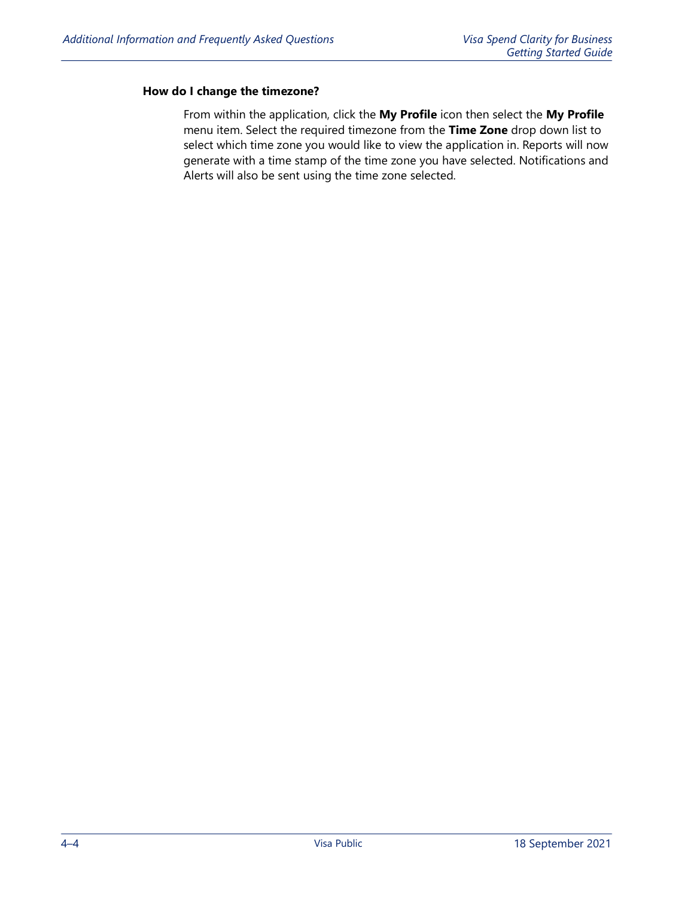### How do I change the timezone?

From within the application, click the **My Profile** icon then select the **My Profile** menu item. Select the required timezone from the **Time Zone** drop down list to select which time zone you would like to view the application in. Reports will now generate with a time stamp of the time zone you have selected. Notifications and Alerts will also be sent using the time zone selected.